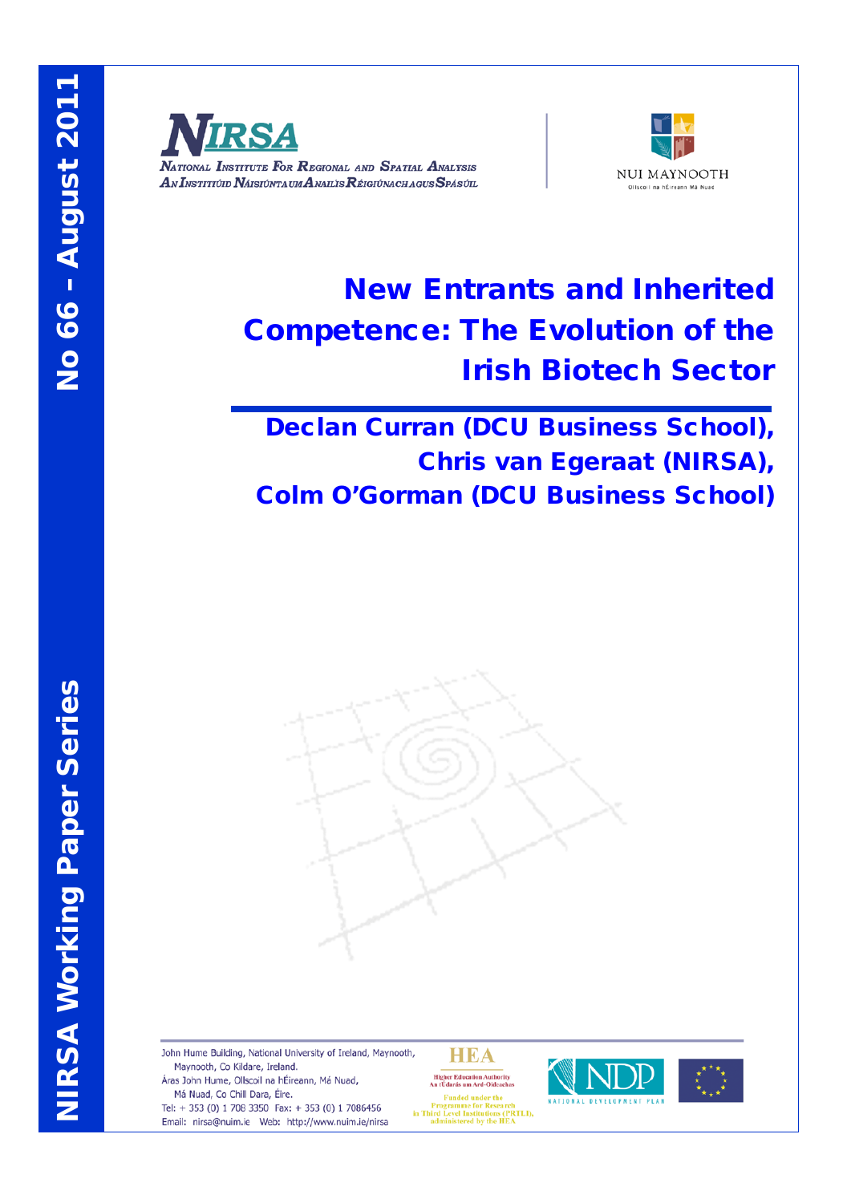NIRSA Working Paper Series

No 66 - August 2011

NIRSA

National Institute For Regional and Spatial Analysis

An Institiúid Náisiúnta um Anailís Réigiúnach agus Spásúil

NUI MAYNOOTH

Ollscoil na hÉireann Má Nuad

# New Entrants and Inherited Competence: The Evolution of the Irish Biotech Sector

**Declan Curran (DCU Business School),**
**Chris van Egeraat (NIRSA),**
**Colm O'Gorman (DCU Business School)**

John Hume Building, National University of Ireland, Maynooth,
Maynooth, Co Kildare, Ireland.
Áras John Hume, Ollscoil na hÉireann, Má Nuad,
Má Nuad, Co Chill Dara, Éire.
Tel: + 353 (0) 1 708 3350 Fax: + 353 (0) 1 7086456
Email: nirsa@nuim.ie Web: http://www.nuim.ie/nirsa

HEA
Higher Education Authority
An tÚdarás um Ard-Oideachas
Funded under the Programme for Research in Third Level Institutions (PRTLI), administered by the HEA

NDP
NATIONAL DEVELOPMENT PLAN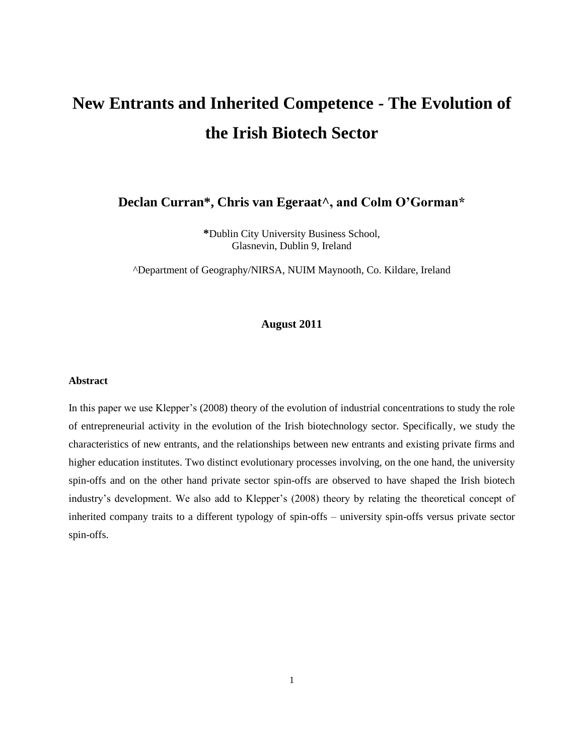# New Entrants and Inherited Competence - The Evolution of the Irish Biotech Sector

**Declan Curran\*, Chris van Egeraat^, and Colm O'Gorman\***

**\***Dublin City University Business School, Glasnevin, Dublin 9, Ireland

^Department of Geography/NIRSA, NUIM Maynooth, Co. Kildare, Ireland

**August 2011**

#### Abstract

In this paper we use Klepper's (2008) theory of the evolution of industrial concentrations to study the role of entrepreneurial activity in the evolution of the Irish biotechnology sector. Specifically, we study the characteristics of new entrants, and the relationships between new entrants and existing private firms and higher education institutes. Two distinct evolutionary processes involving, on the one hand, the university spin-offs and on the other hand private sector spin-offs are observed to have shaped the Irish biotech industry's development. We also add to Klepper's (2008) theory by relating the theoretical concept of inherited company traits to a different typology of spin-offs – university spin-offs versus private sector spin-offs.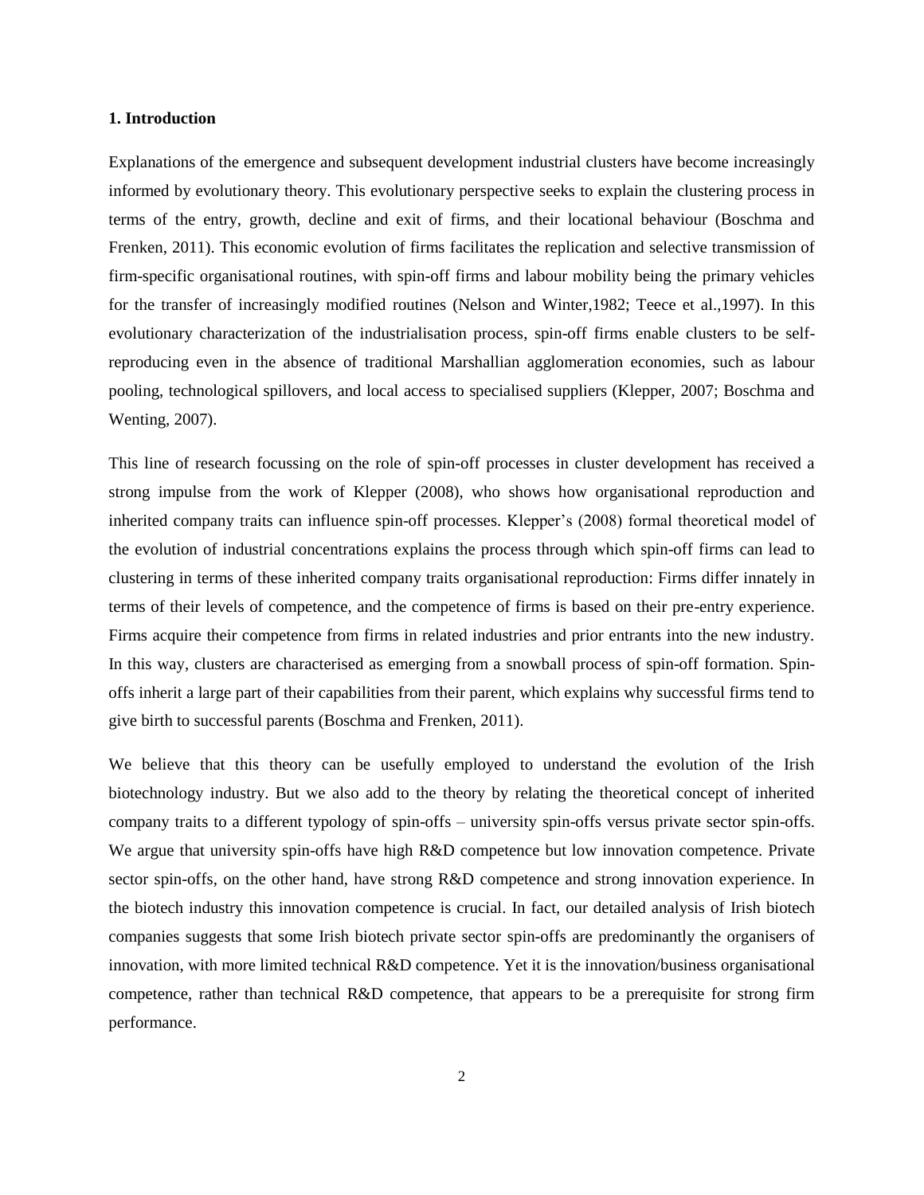### 1. Introduction

Explanations of the emergence and subsequent development industrial clusters have become increasingly informed by evolutionary theory. This evolutionary perspective seeks to explain the clustering process in terms of the entry, growth, decline and exit of firms, and their locational behaviour (Boschma and Frenken, 2011). This economic evolution of firms facilitates the replication and selective transmission of firm-specific organisational routines, with spin-off firms and labour mobility being the primary vehicles for the transfer of increasingly modified routines (Nelson and Winter,1982; Teece et al.,1997). In this evolutionary characterization of the industrialisation process, spin-off firms enable clusters to be self-reproducing even in the absence of traditional Marshallian agglomeration economies, such as labour pooling, technological spillovers, and local access to specialised suppliers (Klepper, 2007; Boschma and Wenting, 2007).

This line of research focussing on the role of spin-off processes in cluster development has received a strong impulse from the work of Klepper (2008), who shows how organisational reproduction and inherited company traits can influence spin-off processes. Klepper's (2008) formal theoretical model of the evolution of industrial concentrations explains the process through which spin-off firms can lead to clustering in terms of these inherited company traits organisational reproduction: Firms differ innately in terms of their levels of competence, and the competence of firms is based on their pre-entry experience. Firms acquire their competence from firms in related industries and prior entrants into the new industry. In this way, clusters are characterised as emerging from a snowball process of spin-off formation. Spin-offs inherit a large part of their capabilities from their parent, which explains why successful firms tend to give birth to successful parents (Boschma and Frenken, 2011).

We believe that this theory can be usefully employed to understand the evolution of the Irish biotechnology industry. But we also add to the theory by relating the theoretical concept of inherited company traits to a different typology of spin-offs – university spin-offs versus private sector spin-offs. We argue that university spin-offs have high R&D competence but low innovation competence. Private sector spin-offs, on the other hand, have strong R&D competence and strong innovation experience. In the biotech industry this innovation competence is crucial. In fact, our detailed analysis of Irish biotech companies suggests that some Irish biotech private sector spin-offs are predominantly the organisers of innovation, with more limited technical R&D competence. Yet it is the innovation/business organisational competence, rather than technical R&D competence, that appears to be a prerequisite for strong firm performance.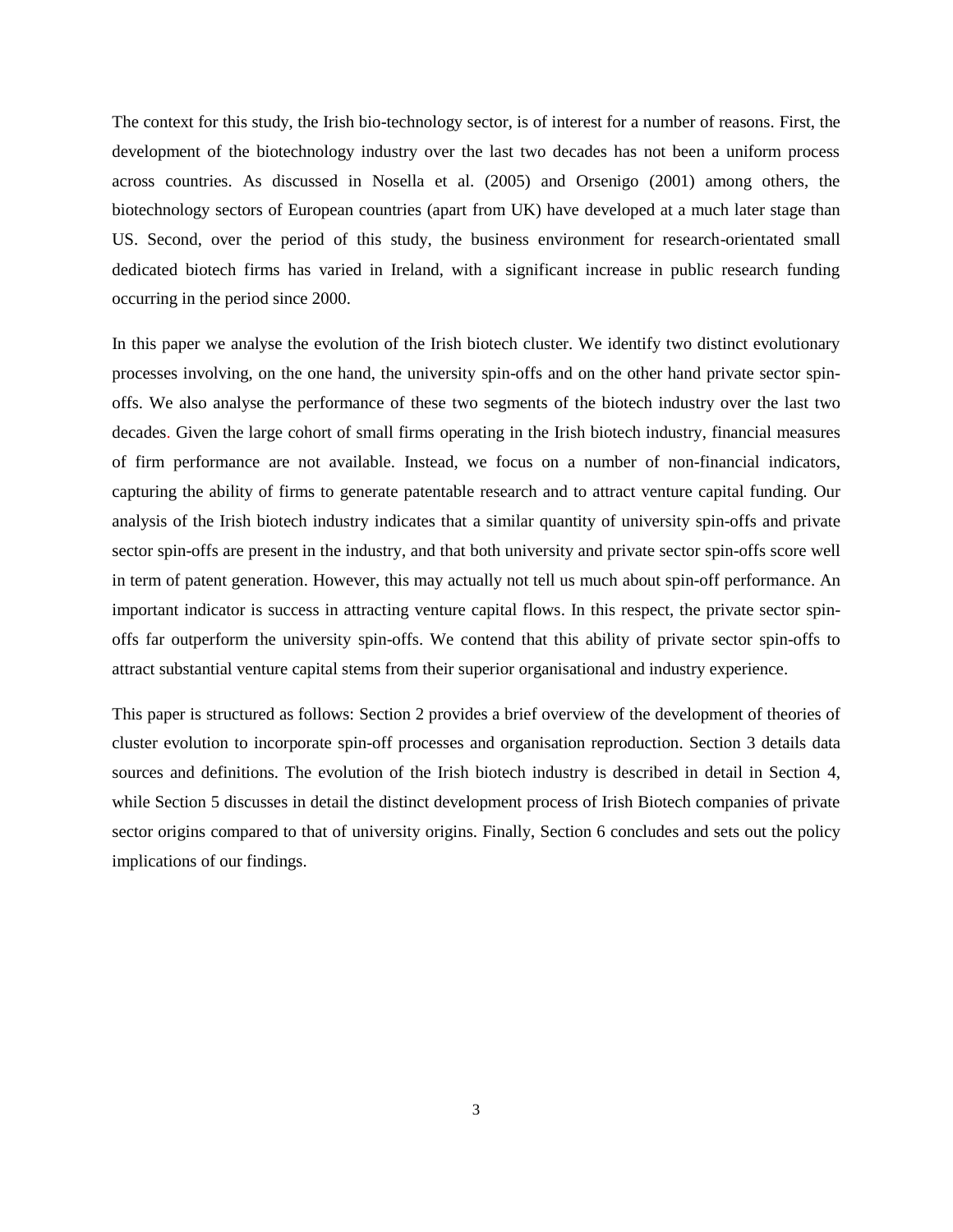The context for this study, the Irish bio-technology sector, is of interest for a number of reasons. First, the development of the biotechnology industry over the last two decades has not been a uniform process across countries. As discussed in Nosella et al. (2005) and Orsenigo (2001) among others, the biotechnology sectors of European countries (apart from UK) have developed at a much later stage than US. Second, over the period of this study, the business environment for research-orientated small dedicated biotech firms has varied in Ireland, with a significant increase in public research funding occurring in the period since 2000.

In this paper we analyse the evolution of the Irish biotech cluster. We identify two distinct evolutionary processes involving, on the one hand, the university spin-offs and on the other hand private sector spin-offs. We also analyse the performance of these two segments of the biotech industry over the last two decades. Given the large cohort of small firms operating in the Irish biotech industry, financial measures of firm performance are not available. Instead, we focus on a number of non-financial indicators, capturing the ability of firms to generate patentable research and to attract venture capital funding. Our analysis of the Irish biotech industry indicates that a similar quantity of university spin-offs and private sector spin-offs are present in the industry, and that both university and private sector spin-offs score well in term of patent generation. However, this may actually not tell us much about spin-off performance. An important indicator is success in attracting venture capital flows. In this respect, the private sector spin-offs far outperform the university spin-offs. We contend that this ability of private sector spin-offs to attract substantial venture capital stems from their superior organisational and industry experience.

This paper is structured as follows: Section 2 provides a brief overview of the development of theories of cluster evolution to incorporate spin-off processes and organisation reproduction. Section 3 details data sources and definitions. The evolution of the Irish biotech industry is described in detail in Section 4, while Section 5 discusses in detail the distinct development process of Irish Biotech companies of private sector origins compared to that of university origins. Finally, Section 6 concludes and sets out the policy implications of our findings.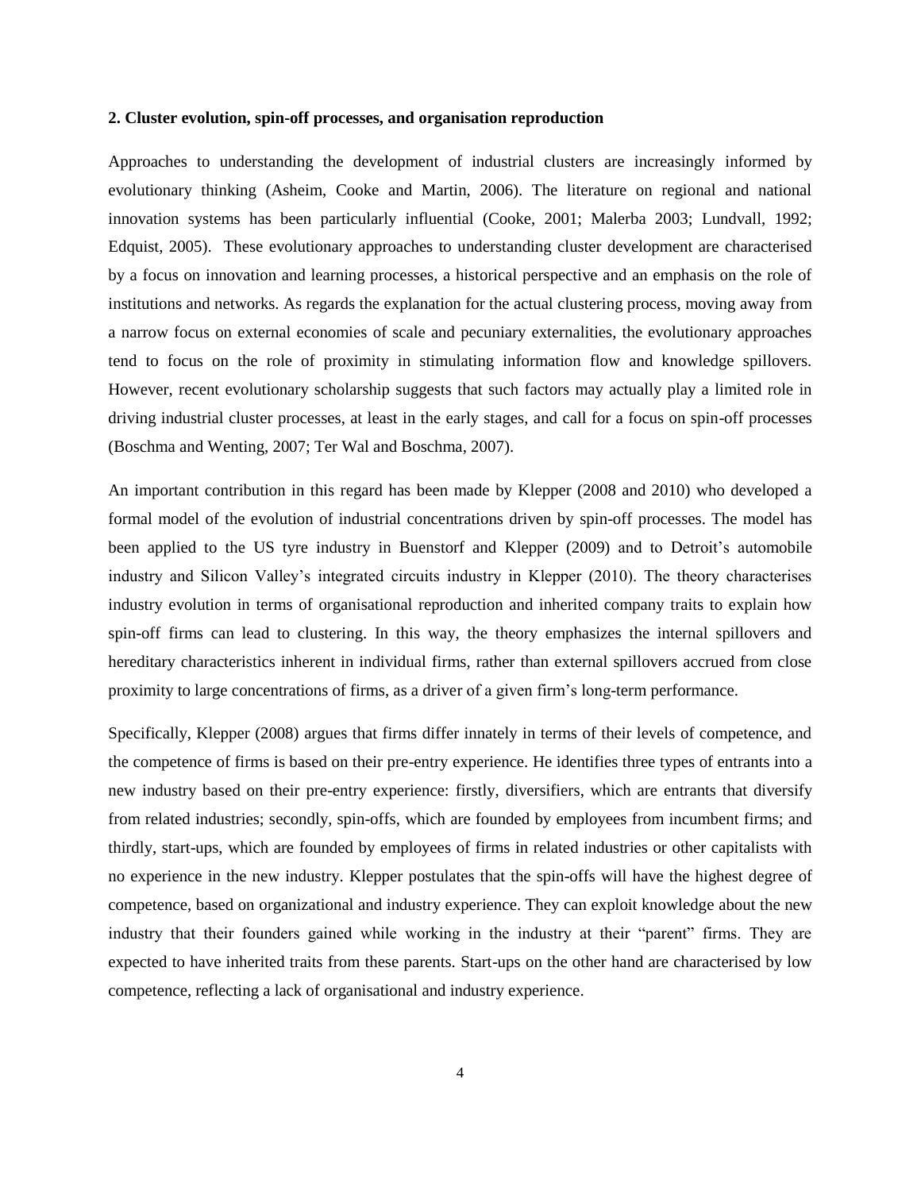## 2. Cluster evolution, spin-off processes, and organisation reproduction

Approaches to understanding the development of industrial clusters are increasingly informed by evolutionary thinking (Asheim, Cooke and Martin, 2006). The literature on regional and national innovation systems has been particularly influential (Cooke, 2001; Malerba 2003; Lundvall, 1992; Edquist, 2005). These evolutionary approaches to understanding cluster development are characterised by a focus on innovation and learning processes, a historical perspective and an emphasis on the role of institutions and networks. As regards the explanation for the actual clustering process, moving away from a narrow focus on external economies of scale and pecuniary externalities, the evolutionary approaches tend to focus on the role of proximity in stimulating information flow and knowledge spillovers. However, recent evolutionary scholarship suggests that such factors may actually play a limited role in driving industrial cluster processes, at least in the early stages, and call for a focus on spin-off processes (Boschma and Wenting, 2007; Ter Wal and Boschma, 2007).

An important contribution in this regard has been made by Klepper (2008 and 2010) who developed a formal model of the evolution of industrial concentrations driven by spin-off processes. The model has been applied to the US tyre industry in Buenstorf and Klepper (2009) and to Detroit's automobile industry and Silicon Valley's integrated circuits industry in Klepper (2010). The theory characterises industry evolution in terms of organisational reproduction and inherited company traits to explain how spin-off firms can lead to clustering. In this way, the theory emphasizes the internal spillovers and hereditary characteristics inherent in individual firms, rather than external spillovers accrued from close proximity to large concentrations of firms, as a driver of a given firm's long-term performance.

Specifically, Klepper (2008) argues that firms differ innately in terms of their levels of competence, and the competence of firms is based on their pre-entry experience. He identifies three types of entrants into a new industry based on their pre-entry experience: firstly, diversifiers, which are entrants that diversify from related industries; secondly, spin-offs, which are founded by employees from incumbent firms; and thirdly, start-ups, which are founded by employees of firms in related industries or other capitalists with no experience in the new industry. Klepper postulates that the spin-offs will have the highest degree of competence, based on organizational and industry experience. They can exploit knowledge about the new industry that their founders gained while working in the industry at their "parent" firms. They are expected to have inherited traits from these parents. Start-ups on the other hand are characterised by low competence, reflecting a lack of organisational and industry experience.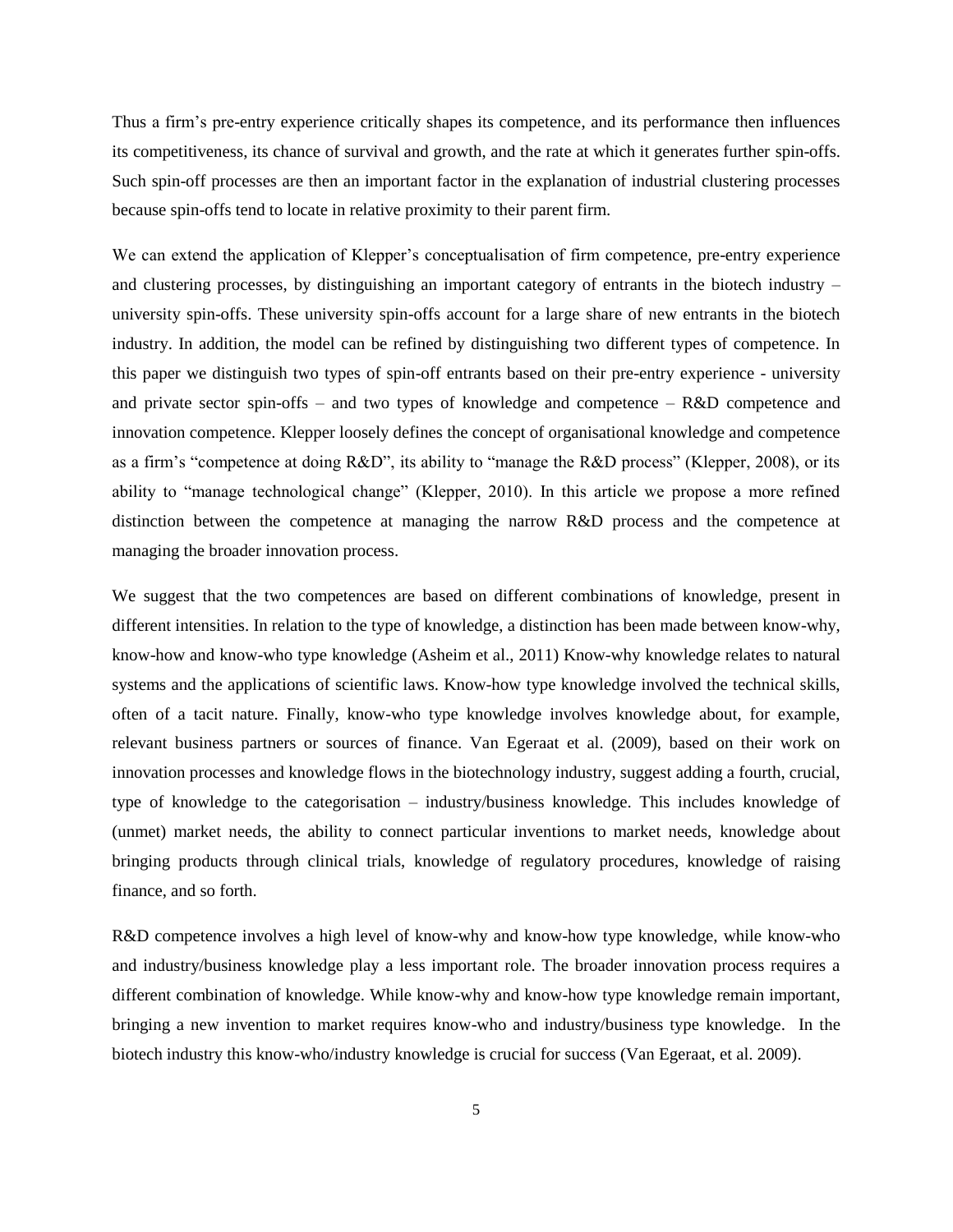Thus a firm's pre-entry experience critically shapes its competence, and its performance then influences its competitiveness, its chance of survival and growth, and the rate at which it generates further spin-offs. Such spin-off processes are then an important factor in the explanation of industrial clustering processes because spin-offs tend to locate in relative proximity to their parent firm.

We can extend the application of Klepper's conceptualisation of firm competence, pre-entry experience and clustering processes, by distinguishing an important category of entrants in the biotech industry – university spin-offs. These university spin-offs account for a large share of new entrants in the biotech industry. In addition, the model can be refined by distinguishing two different types of competence. In this paper we distinguish two types of spin-off entrants based on their pre-entry experience - university and private sector spin-offs – and two types of knowledge and competence – R&D competence and innovation competence. Klepper loosely defines the concept of organisational knowledge and competence as a firm's "competence at doing R&D", its ability to "manage the R&D process" (Klepper, 2008), or its ability to "manage technological change" (Klepper, 2010). In this article we propose a more refined distinction between the competence at managing the narrow R&D process and the competence at managing the broader innovation process.

We suggest that the two competences are based on different combinations of knowledge, present in different intensities. In relation to the type of knowledge, a distinction has been made between know-why, know-how and know-who type knowledge (Asheim et al., 2011) Know-why knowledge relates to natural systems and the applications of scientific laws. Know-how type knowledge involved the technical skills, often of a tacit nature. Finally, know-who type knowledge involves knowledge about, for example, relevant business partners or sources of finance. Van Egeraat et al. (2009), based on their work on innovation processes and knowledge flows in the biotechnology industry, suggest adding a fourth, crucial, type of knowledge to the categorisation – industry/business knowledge. This includes knowledge of (unmet) market needs, the ability to connect particular inventions to market needs, knowledge about bringing products through clinical trials, knowledge of regulatory procedures, knowledge of raising finance, and so forth.

R&D competence involves a high level of know-why and know-how type knowledge, while know-who and industry/business knowledge play a less important role. The broader innovation process requires a different combination of knowledge. While know-why and know-how type knowledge remain important, bringing a new invention to market requires know-who and industry/business type knowledge. In the biotech industry this know-who/industry knowledge is crucial for success (Van Egeraat, et al. 2009).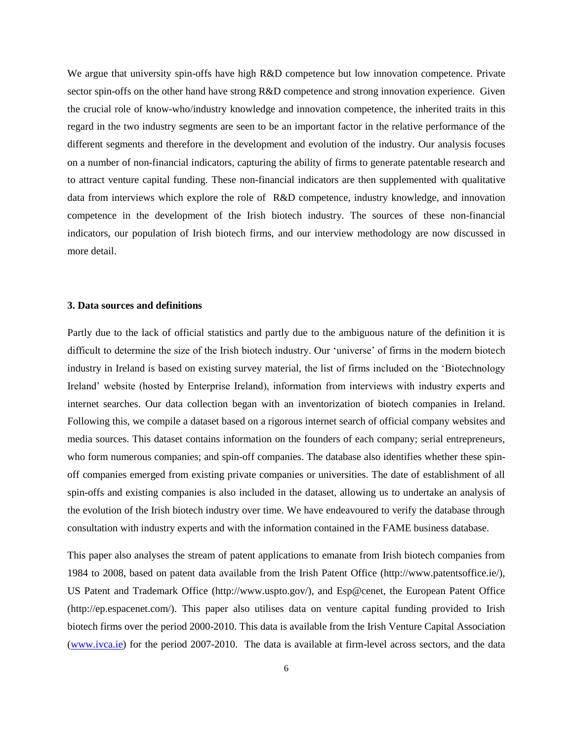We argue that university spin-offs have high R&D competence but low innovation competence. Private sector spin-offs on the other hand have strong R&D competence and strong innovation experience. Given the crucial role of know-who/industry knowledge and innovation competence, the inherited traits in this regard in the two industry segments are seen to be an important factor in the relative performance of the different segments and therefore in the development and evolution of the industry. Our analysis focuses on a number of non-financial indicators, capturing the ability of firms to generate patentable research and to attract venture capital funding. These non-financial indicators are then supplemented with qualitative data from interviews which explore the role of R&D competence, industry knowledge, and innovation competence in the development of the Irish biotech industry. The sources of these non-financial indicators, our population of Irish biotech firms, and our interview methodology are now discussed in more detail.

### 3. Data sources and definitions

Partly due to the lack of official statistics and partly due to the ambiguous nature of the definition it is difficult to determine the size of the Irish biotech industry. Our 'universe' of firms in the modern biotech industry in Ireland is based on existing survey material, the list of firms included on the 'Biotechnology Ireland' website (hosted by Enterprise Ireland), information from interviews with industry experts and internet searches. Our data collection began with an inventorization of biotech companies in Ireland. Following this, we compile a dataset based on a rigorous internet search of official company websites and media sources. This dataset contains information on the founders of each company; serial entrepreneurs, who form numerous companies; and spin-off companies. The database also identifies whether these spin-off companies emerged from existing private companies or universities. The date of establishment of all spin-offs and existing companies is also included in the dataset, allowing us to undertake an analysis of the evolution of the Irish biotech industry over time. We have endeavoured to verify the database through consultation with industry experts and with the information contained in the FAME business database.

This paper also analyses the stream of patent applications to emanate from Irish biotech companies from 1984 to 2008, based on patent data available from the Irish Patent Office (http://www.patentsoffice.ie/), US Patent and Trademark Office (http://www.uspto.gov/), and Esp@cenet, the European Patent Office (http://ep.espacenet.com/). This paper also utilises data on venture capital funding provided to Irish biotech firms over the period 2000-2010. This data is available from the Irish Venture Capital Association (www.ivca.ie) for the period 2007-2010. The data is available at firm-level across sectors, and the data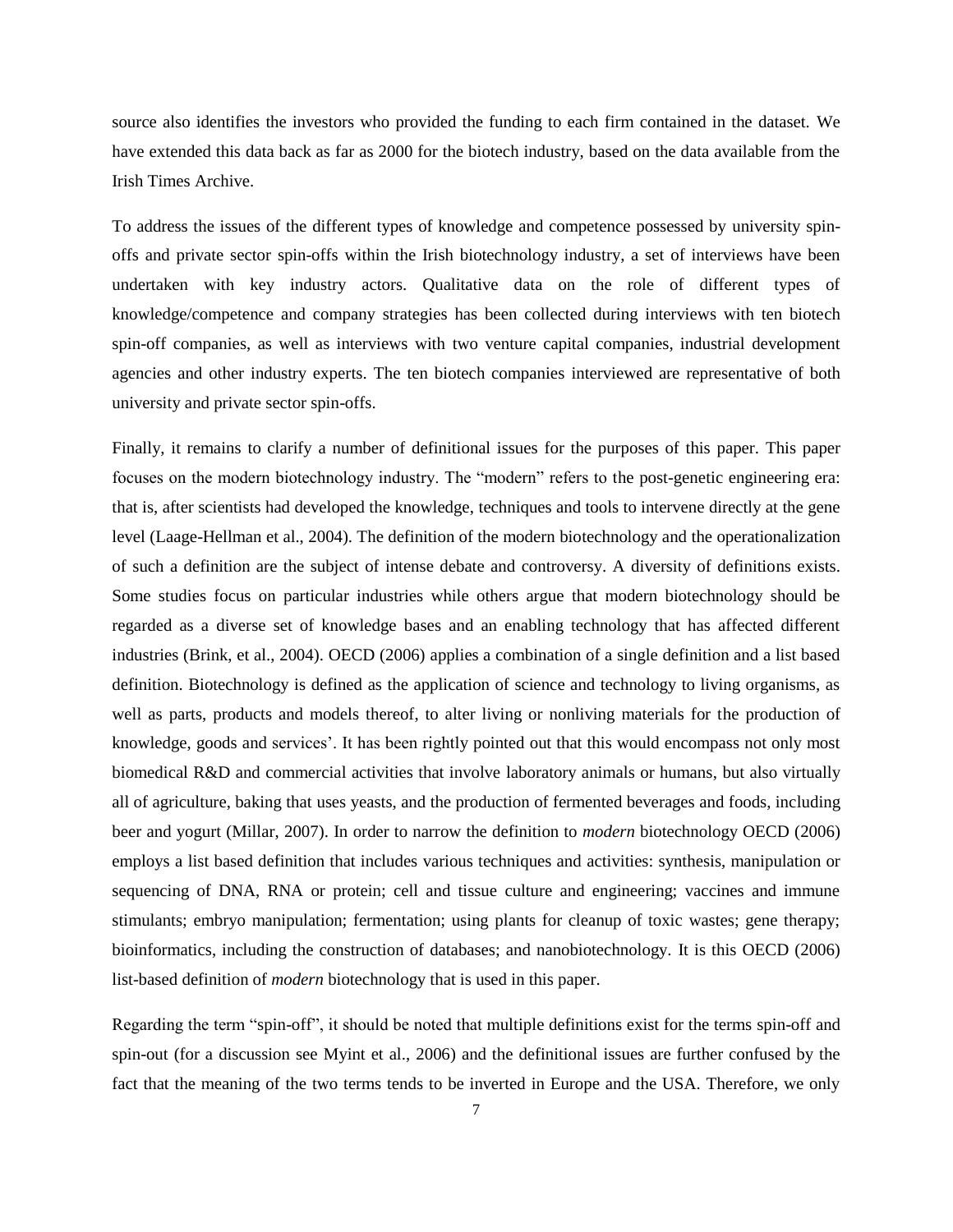source also identifies the investors who provided the funding to each firm contained in the dataset. We have extended this data back as far as 2000 for the biotech industry, based on the data available from the Irish Times Archive.

To address the issues of the different types of knowledge and competence possessed by university spin-offs and private sector spin-offs within the Irish biotechnology industry, a set of interviews have been undertaken with key industry actors. Qualitative data on the role of different types of knowledge/competence and company strategies has been collected during interviews with ten biotech spin-off companies, as well as interviews with two venture capital companies, industrial development agencies and other industry experts. The ten biotech companies interviewed are representative of both university and private sector spin-offs.

Finally, it remains to clarify a number of definitional issues for the purposes of this paper. This paper focuses on the modern biotechnology industry. The "modern" refers to the post-genetic engineering era: that is, after scientists had developed the knowledge, techniques and tools to intervene directly at the gene level (Laage-Hellman et al., 2004). The definition of the modern biotechnology and the operationalization of such a definition are the subject of intense debate and controversy. A diversity of definitions exists. Some studies focus on particular industries while others argue that modern biotechnology should be regarded as a diverse set of knowledge bases and an enabling technology that has affected different industries (Brink, et al., 2004). OECD (2006) applies a combination of a single definition and a list based definition. Biotechnology is defined as the application of science and technology to living organisms, as well as parts, products and models thereof, to alter living or nonliving materials for the production of knowledge, goods and services'. It has been rightly pointed out that this would encompass not only most biomedical R&D and commercial activities that involve laboratory animals or humans, but also virtually all of agriculture, baking that uses yeasts, and the production of fermented beverages and foods, including beer and yogurt (Millar, 2007). In order to narrow the definition to *modern* biotechnology OECD (2006) employs a list based definition that includes various techniques and activities: synthesis, manipulation or sequencing of DNA, RNA or protein; cell and tissue culture and engineering; vaccines and immune stimulants; embryo manipulation; fermentation; using plants for cleanup of toxic wastes; gene therapy; bioinformatics, including the construction of databases; and nanobiotechnology. It is this OECD (2006) list-based definition of *modern* biotechnology that is used in this paper.

Regarding the term "spin-off", it should be noted that multiple definitions exist for the terms spin-off and spin-out (for a discussion see Myint et al., 2006) and the definitional issues are further confused by the fact that the meaning of the two terms tends to be inverted in Europe and the USA. Therefore, we only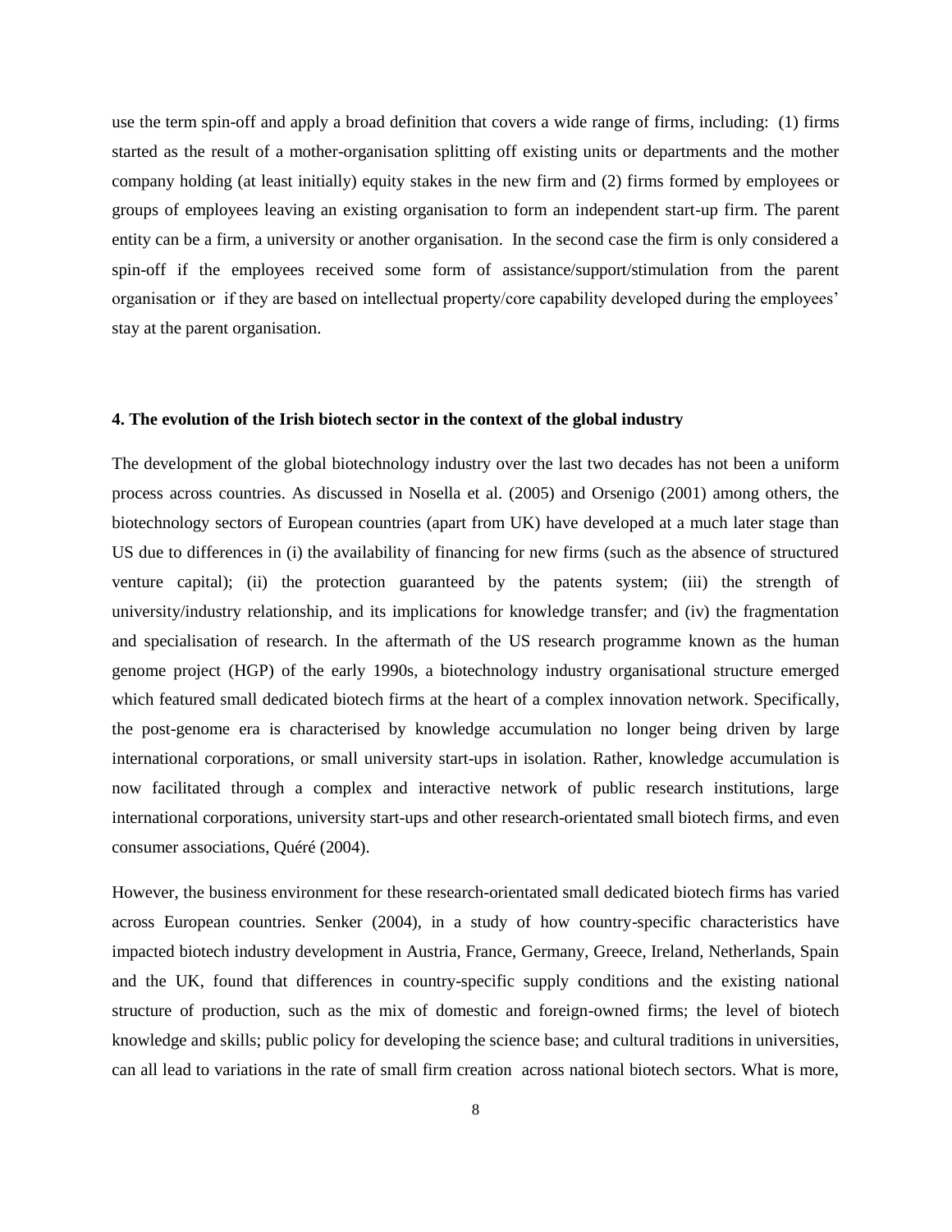use the term spin-off and apply a broad definition that covers a wide range of firms, including: (1) firms started as the result of a mother-organisation splitting off existing units or departments and the mother company holding (at least initially) equity stakes in the new firm and (2) firms formed by employees or groups of employees leaving an existing organisation to form an independent start-up firm. The parent entity can be a firm, a university or another organisation. In the second case the firm is only considered a spin-off if the employees received some form of assistance/support/stimulation from the parent organisation or if they are based on intellectual property/core capability developed during the employees' stay at the parent organisation.

## 4. The evolution of the Irish biotech sector in the context of the global industry

The development of the global biotechnology industry over the last two decades has not been a uniform process across countries. As discussed in Nosella et al. (2005) and Orsenigo (2001) among others, the biotechnology sectors of European countries (apart from UK) have developed at a much later stage than US due to differences in (i) the availability of financing for new firms (such as the absence of structured venture capital); (ii) the protection guaranteed by the patents system; (iii) the strength of university/industry relationship, and its implications for knowledge transfer; and (iv) the fragmentation and specialisation of research. In the aftermath of the US research programme known as the human genome project (HGP) of the early 1990s, a biotechnology industry organisational structure emerged which featured small dedicated biotech firms at the heart of a complex innovation network. Specifically, the post-genome era is characterised by knowledge accumulation no longer being driven by large international corporations, or small university start-ups in isolation. Rather, knowledge accumulation is now facilitated through a complex and interactive network of public research institutions, large international corporations, university start-ups and other research-orientated small biotech firms, and even consumer associations, Quéré (2004).

However, the business environment for these research-orientated small dedicated biotech firms has varied across European countries. Senker (2004), in a study of how country-specific characteristics have impacted biotech industry development in Austria, France, Germany, Greece, Ireland, Netherlands, Spain and the UK, found that differences in country-specific supply conditions and the existing national structure of production, such as the mix of domestic and foreign-owned firms; the level of biotech knowledge and skills; public policy for developing the science base; and cultural traditions in universities, can all lead to variations in the rate of small firm creation across national biotech sectors. What is more,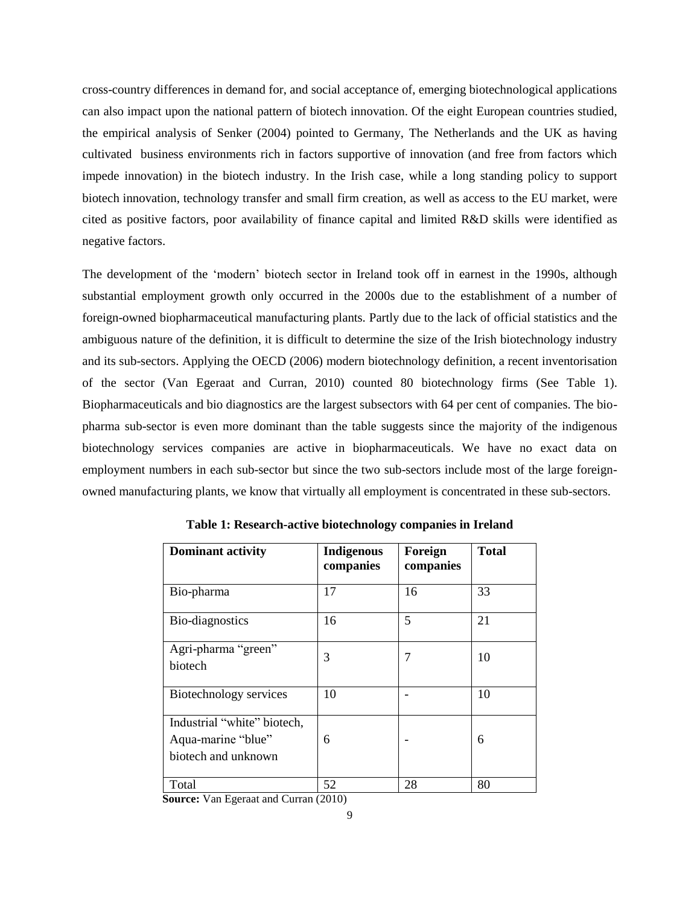cross-country differences in demand for, and social acceptance of, emerging biotechnological applications can also impact upon the national pattern of biotech innovation. Of the eight European countries studied, the empirical analysis of Senker (2004) pointed to Germany, The Netherlands and the UK as having cultivated business environments rich in factors supportive of innovation (and free from factors which impede innovation) in the biotech industry. In the Irish case, while a long standing policy to support biotech innovation, technology transfer and small firm creation, as well as access to the EU market, were cited as positive factors, poor availability of finance capital and limited R&D skills were identified as negative factors.

The development of the 'modern' biotech sector in Ireland took off in earnest in the 1990s, although substantial employment growth only occurred in the 2000s due to the establishment of a number of foreign-owned biopharmaceutical manufacturing plants. Partly due to the lack of official statistics and the ambiguous nature of the definition, it is difficult to determine the size of the Irish biotechnology industry and its sub-sectors. Applying the OECD (2006) modern biotechnology definition, a recent inventorisation of the sector (Van Egeraat and Curran, 2010) counted 80 biotechnology firms (See Table 1). Biopharmaceuticals and bio diagnostics are the largest subsectors with 64 per cent of companies. The bio-pharma sub-sector is even more dominant than the table suggests since the majority of the indigenous biotechnology services companies are active in biopharmaceuticals. We have no exact data on employment numbers in each sub-sector but since the two sub-sectors include most of the large foreign-owned manufacturing plants, we know that virtually all employment is concentrated in these sub-sectors.

**Table 1: Research-active biotechnology companies in Ireland**

| Dominant activity | Indigenous companies | Foreign companies | Total |
|---|---|---|---|
| Bio-pharma | 17 | 16 | 33 |
| Bio-diagnostics | 16 | 5 | 21 |
| Agri-pharma "green" biotech | 3 | 7 | 10 |
| Biotechnology services | 10 | - | 10 |
| Industrial "white" biotech, Aqua-marine "blue" biotech and unknown | 6 | - | 6 |
| Total | 52 | 28 | 80 |

**Source:** Van Egeraat and Curran (2010)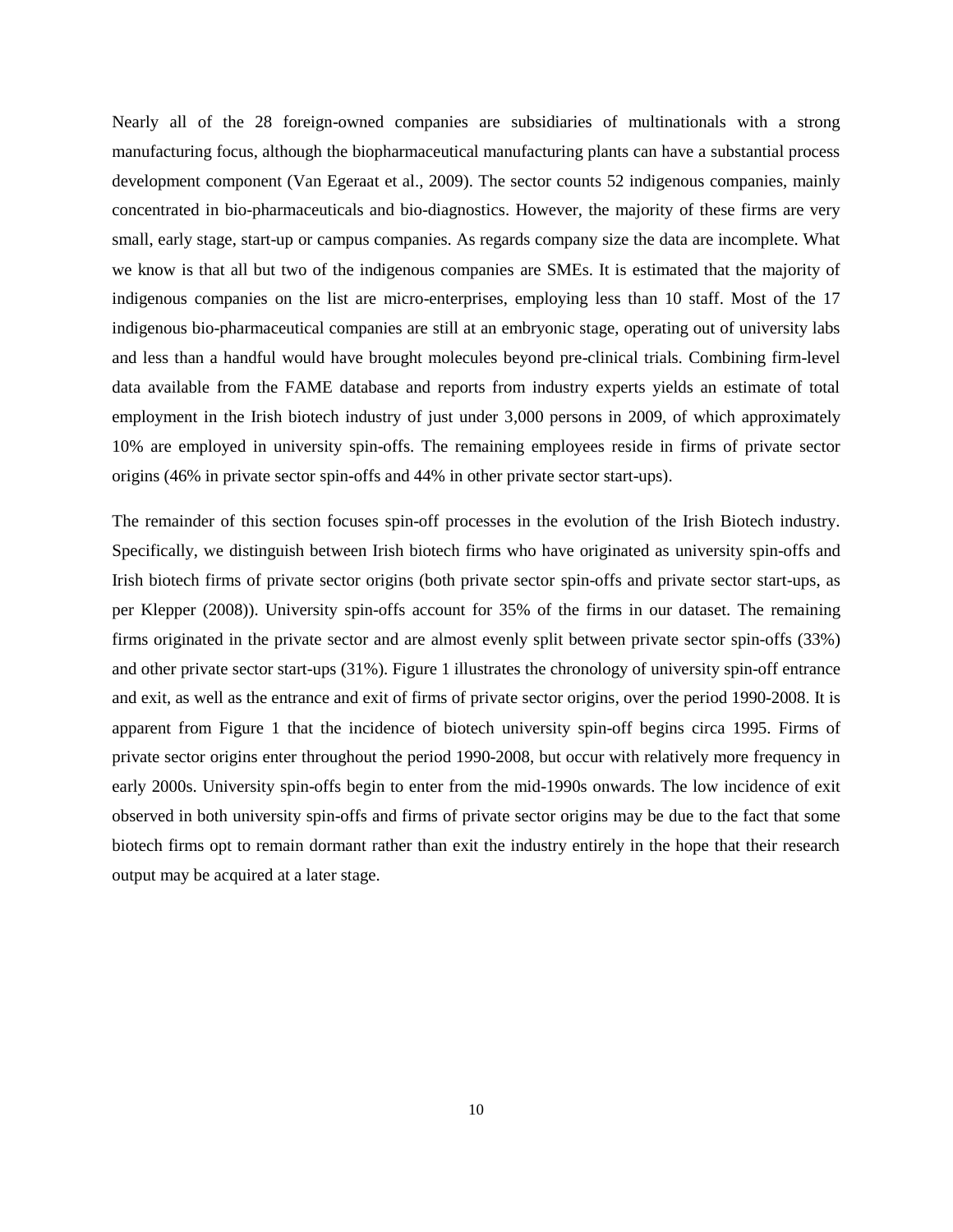Nearly all of the 28 foreign-owned companies are subsidiaries of multinationals with a strong manufacturing focus, although the biopharmaceutical manufacturing plants can have a substantial process development component (Van Egeraat et al., 2009). The sector counts 52 indigenous companies, mainly concentrated in bio-pharmaceuticals and bio-diagnostics. However, the majority of these firms are very small, early stage, start-up or campus companies. As regards company size the data are incomplete. What we know is that all but two of the indigenous companies are SMEs. It is estimated that the majority of indigenous companies on the list are micro-enterprises, employing less than 10 staff. Most of the 17 indigenous bio-pharmaceutical companies are still at an embryonic stage, operating out of university labs and less than a handful would have brought molecules beyond pre-clinical trials. Combining firm-level data available from the FAME database and reports from industry experts yields an estimate of total employment in the Irish biotech industry of just under 3,000 persons in 2009, of which approximately 10% are employed in university spin-offs. The remaining employees reside in firms of private sector origins (46% in private sector spin-offs and 44% in other private sector start-ups).

The remainder of this section focuses spin-off processes in the evolution of the Irish Biotech industry. Specifically, we distinguish between Irish biotech firms who have originated as university spin-offs and Irish biotech firms of private sector origins (both private sector spin-offs and private sector start-ups, as per Klepper (2008)). University spin-offs account for 35% of the firms in our dataset. The remaining firms originated in the private sector and are almost evenly split between private sector spin-offs (33%) and other private sector start-ups (31%). Figure 1 illustrates the chronology of university spin-off entrance and exit, as well as the entrance and exit of firms of private sector origins, over the period 1990-2008. It is apparent from Figure 1 that the incidence of biotech university spin-off begins circa 1995. Firms of private sector origins enter throughout the period 1990-2008, but occur with relatively more frequency in early 2000s. University spin-offs begin to enter from the mid-1990s onwards. The low incidence of exit observed in both university spin-offs and firms of private sector origins may be due to the fact that some biotech firms opt to remain dormant rather than exit the industry entirely in the hope that their research output may be acquired at a later stage.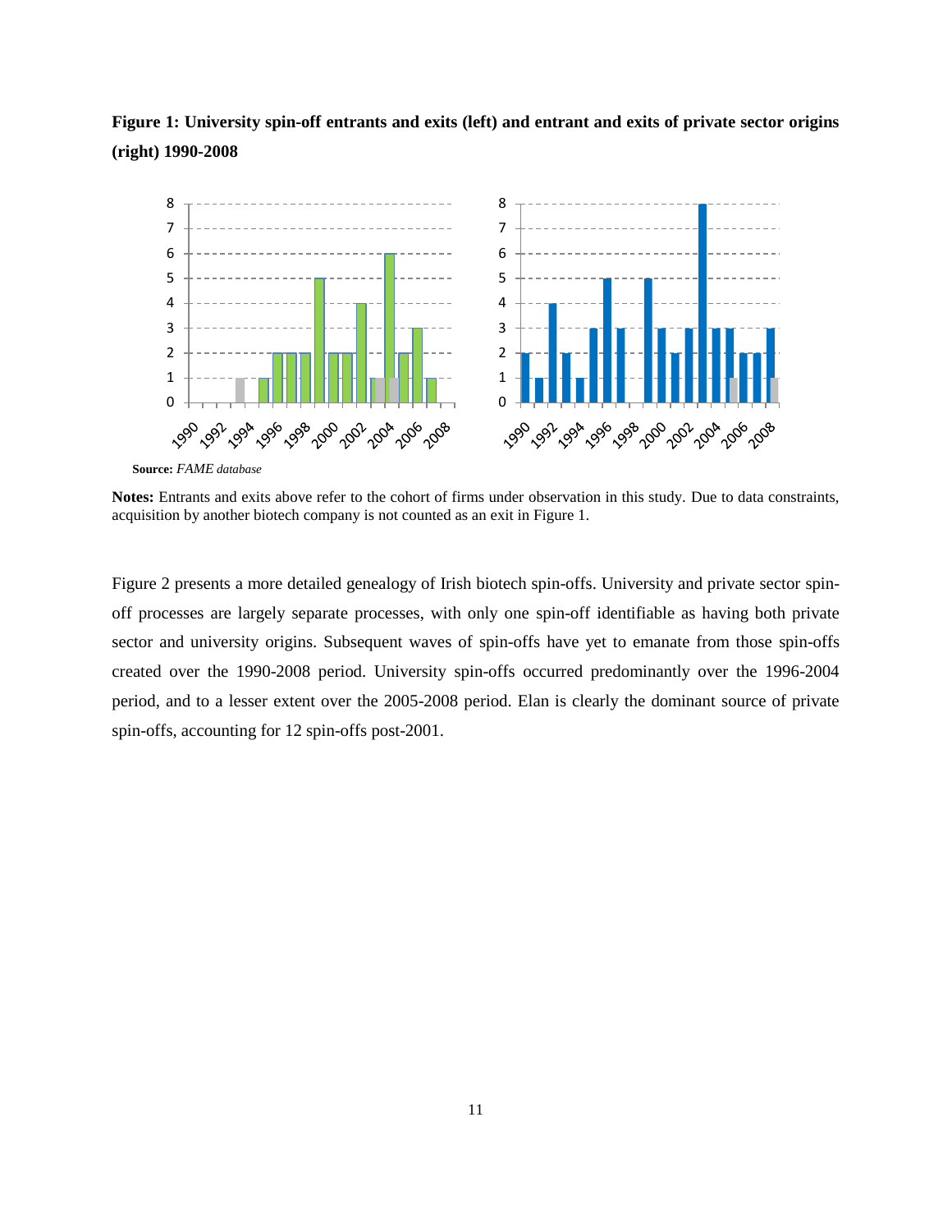**Figure 1: University spin-off entrants and exits (left) and entrant and exits of private sector origins (right) 1990-2008**

**Source:** *FAME database*

**Notes:** Entrants and exits above refer to the cohort of firms under observation in this study. Due to data constraints, acquisition by another biotech company is not counted as an exit in Figure 1.

Figure 2 presents a more detailed genealogy of Irish biotech spin-offs. University and private sector spin-off processes are largely separate processes, with only one spin-off identifiable as having both private sector and university origins. Subsequent waves of spin-offs have yet to emanate from those spin-offs created over the 1990-2008 period. University spin-offs occurred predominantly over the 1996-2004 period, and to a lesser extent over the 2005-2008 period. Elan is clearly the dominant source of private spin-offs, accounting for 12 spin-offs post-2001.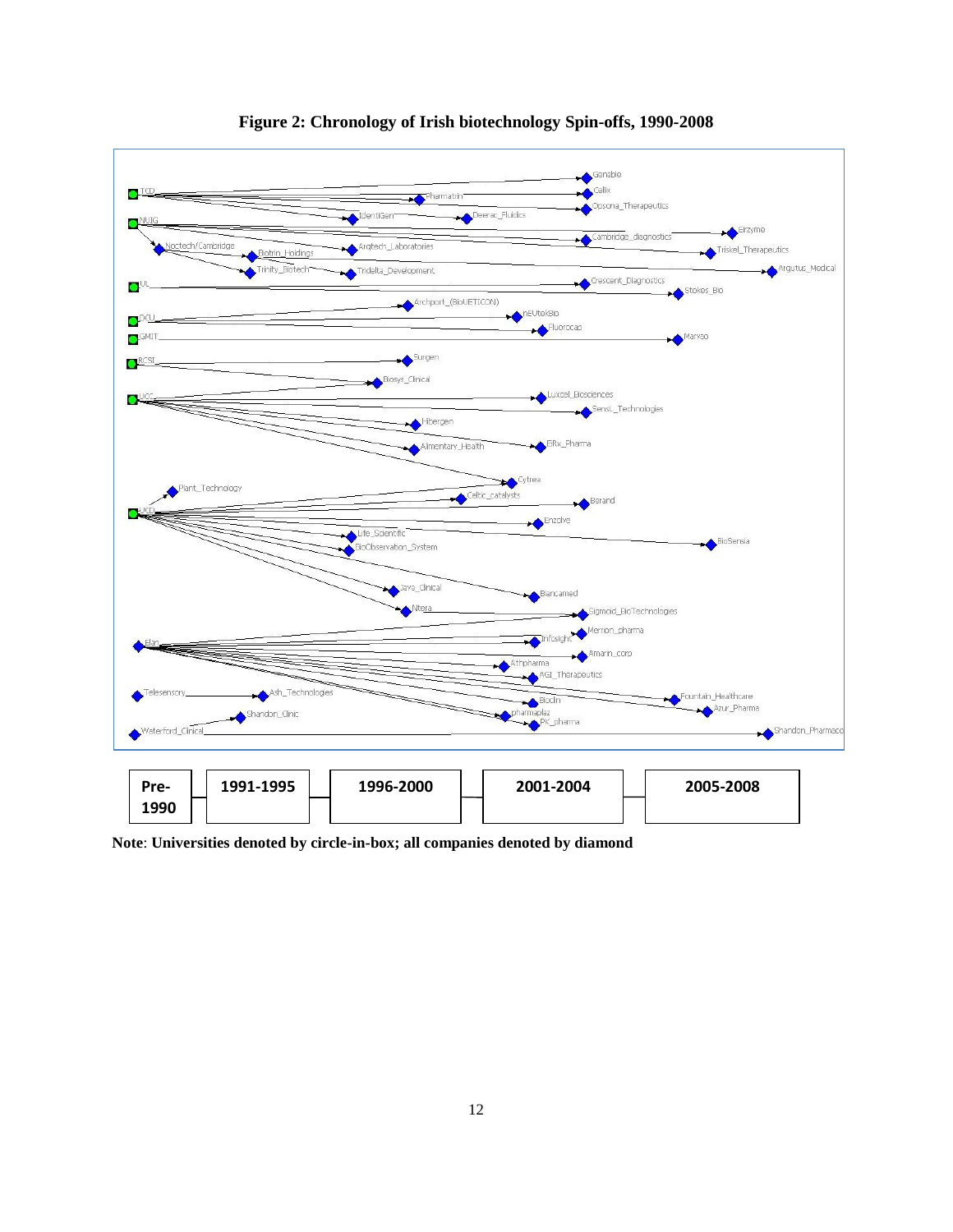**Figure 2: Chronology of Irish biotechnology Spin-offs, 1990-2008**

| Pre-1990 | 1991-1995 | 1996-2000 | 2001-2004 | 2005-2008 |
|---|---|---|---|---|

**Note**: **Universities denoted by circle-in-box; all companies denoted by diamond**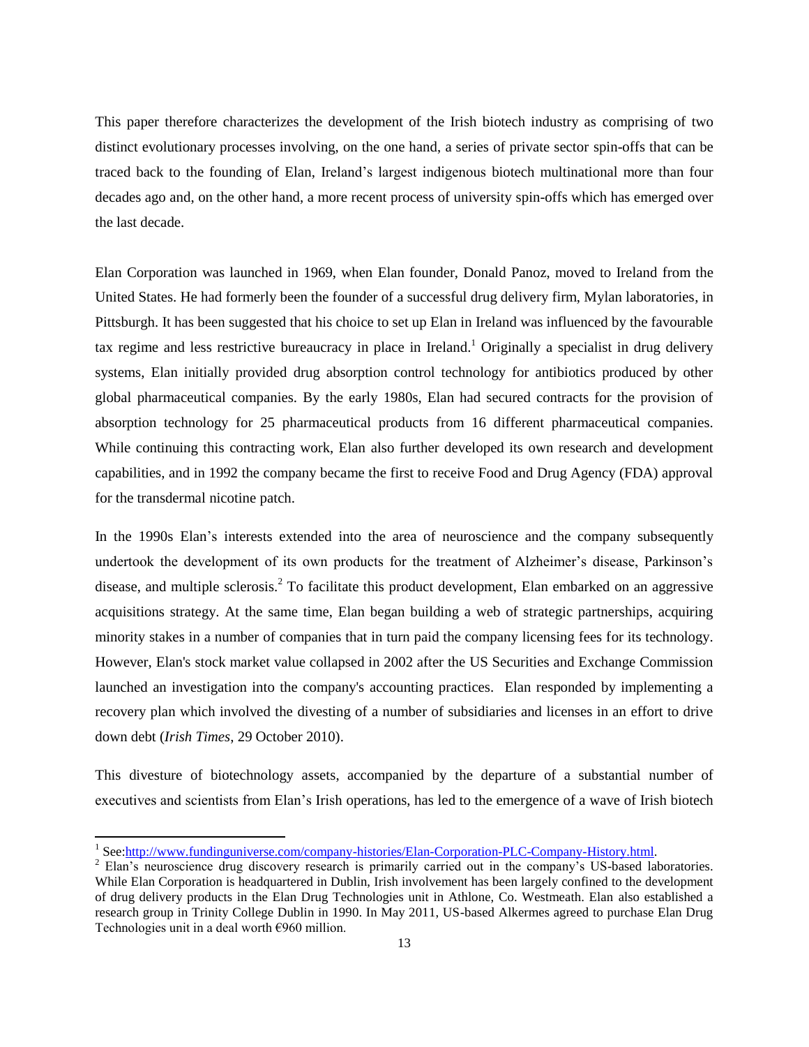This paper therefore characterizes the development of the Irish biotech industry as comprising of two distinct evolutionary processes involving, on the one hand, a series of private sector spin-offs that can be traced back to the founding of Elan, Ireland's largest indigenous biotech multinational more than four decades ago and, on the other hand, a more recent process of university spin-offs which has emerged over the last decade.

Elan Corporation was launched in 1969, when Elan founder, Donald Panoz, moved to Ireland from the United States. He had formerly been the founder of a successful drug delivery firm, Mylan laboratories, in Pittsburgh. It has been suggested that his choice to set up Elan in Ireland was influenced by the favourable tax regime and less restrictive bureaucracy in place in Ireland.[1] Originally a specialist in drug delivery systems, Elan initially provided drug absorption control technology for antibiotics produced by other global pharmaceutical companies. By the early 1980s, Elan had secured contracts for the provision of absorption technology for 25 pharmaceutical products from 16 different pharmaceutical companies. While continuing this contracting work, Elan also further developed its own research and development capabilities, and in 1992 the company became the first to receive Food and Drug Agency (FDA) approval for the transdermal nicotine patch.

In the 1990s Elan's interests extended into the area of neuroscience and the company subsequently undertook the development of its own products for the treatment of Alzheimer's disease, Parkinson's disease, and multiple sclerosis.[2] To facilitate this product development, Elan embarked on an aggressive acquisitions strategy. At the same time, Elan began building a web of strategic partnerships, acquiring minority stakes in a number of companies that in turn paid the company licensing fees for its technology. However, Elan's stock market value collapsed in 2002 after the US Securities and Exchange Commission launched an investigation into the company's accounting practices. Elan responded by implementing a recovery plan which involved the divesting of a number of subsidiaries and licenses in an effort to drive down debt (*Irish Times*, 29 October 2010).

This divesture of biotechnology assets, accompanied by the departure of a substantial number of executives and scientists from Elan's Irish operations, has led to the emergence of a wave of Irish biotech

---

[1] See:http://www.fundinguniverse.com/company-histories/Elan-Corporation-PLC-Company-History.html.

[2] Elan's neuroscience drug discovery research is primarily carried out in the company's US-based laboratories. While Elan Corporation is headquartered in Dublin, Irish involvement has been largely confined to the development of drug delivery products in the Elan Drug Technologies unit in Athlone, Co. Westmeath. Elan also established a research group in Trinity College Dublin in 1990. In May 2011, US-based Alkermes agreed to purchase Elan Drug Technologies unit in a deal worth €960 million.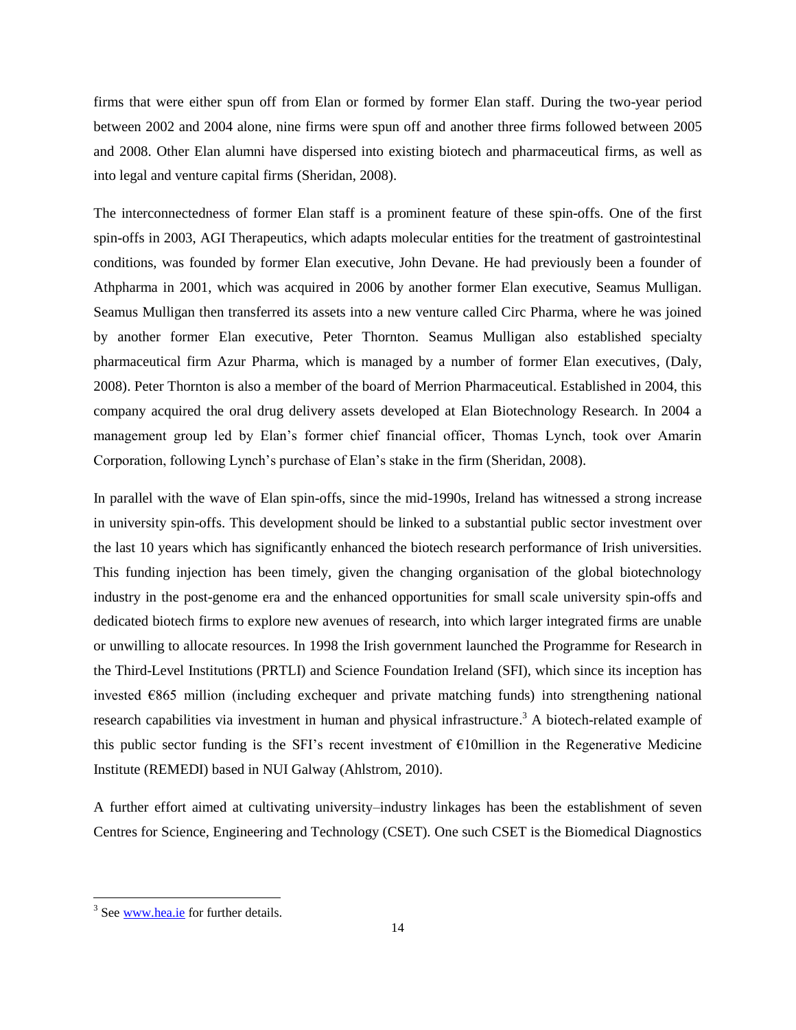firms that were either spun off from Elan or formed by former Elan staff. During the two-year period between 2002 and 2004 alone, nine firms were spun off and another three firms followed between 2005 and 2008. Other Elan alumni have dispersed into existing biotech and pharmaceutical firms, as well as into legal and venture capital firms (Sheridan, 2008).

The interconnectedness of former Elan staff is a prominent feature of these spin-offs. One of the first spin-offs in 2003, AGI Therapeutics, which adapts molecular entities for the treatment of gastrointestinal conditions, was founded by former Elan executive, John Devane. He had previously been a founder of Athpharma in 2001, which was acquired in 2006 by another former Elan executive, Seamus Mulligan. Seamus Mulligan then transferred its assets into a new venture called Circ Pharma, where he was joined by another former Elan executive, Peter Thornton. Seamus Mulligan also established specialty pharmaceutical firm Azur Pharma, which is managed by a number of former Elan executives, (Daly, 2008). Peter Thornton is also a member of the board of Merrion Pharmaceutical. Established in 2004, this company acquired the oral drug delivery assets developed at Elan Biotechnology Research. In 2004 a management group led by Elan's former chief financial officer, Thomas Lynch, took over Amarin Corporation, following Lynch's purchase of Elan's stake in the firm (Sheridan, 2008).

In parallel with the wave of Elan spin-offs, since the mid-1990s, Ireland has witnessed a strong increase in university spin-offs. This development should be linked to a substantial public sector investment over the last 10 years which has significantly enhanced the biotech research performance of Irish universities. This funding injection has been timely, given the changing organisation of the global biotechnology industry in the post-genome era and the enhanced opportunities for small scale university spin-offs and dedicated biotech firms to explore new avenues of research, into which larger integrated firms are unable or unwilling to allocate resources. In 1998 the Irish government launched the Programme for Research in the Third-Level Institutions (PRTLI) and Science Foundation Ireland (SFI), which since its inception has invested €865 million (including exchequer and private matching funds) into strengthening national research capabilities via investment in human and physical infrastructure.[3] A biotech-related example of this public sector funding is the SFI's recent investment of €10million in the Regenerative Medicine Institute (REMEDI) based in NUI Galway (Ahlstrom, 2010).

A further effort aimed at cultivating university–industry linkages has been the establishment of seven Centres for Science, Engineering and Technology (CSET). One such CSET is the Biomedical Diagnostics

[3] See www.hea.ie for further details.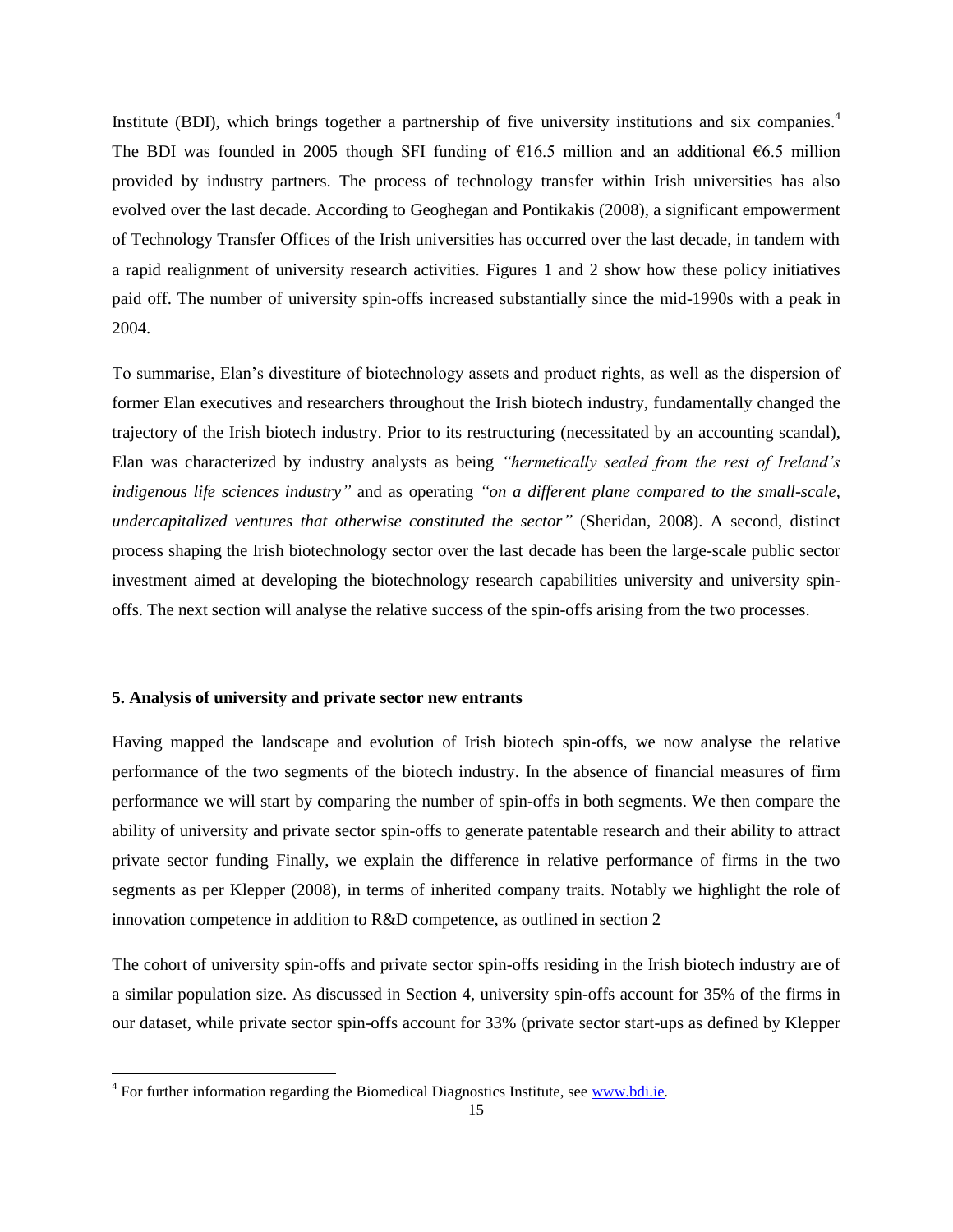Institute (BDI), which brings together a partnership of five university institutions and six companies.[4] The BDI was founded in 2005 though SFI funding of €16.5 million and an additional €6.5 million provided by industry partners. The process of technology transfer within Irish universities has also evolved over the last decade. According to Geoghegan and Pontikakis (2008), a significant empowerment of Technology Transfer Offices of the Irish universities has occurred over the last decade, in tandem with a rapid realignment of university research activities. Figures 1 and 2 show how these policy initiatives paid off. The number of university spin-offs increased substantially since the mid-1990s with a peak in 2004.

To summarise, Elan's divestiture of biotechnology assets and product rights, as well as the dispersion of former Elan executives and researchers throughout the Irish biotech industry, fundamentally changed the trajectory of the Irish biotech industry. Prior to its restructuring (necessitated by an accounting scandal), Elan was characterized by industry analysts as being *"hermetically sealed from the rest of Ireland's indigenous life sciences industry"* and as operating *"on a different plane compared to the small-scale, undercapitalized ventures that otherwise constituted the sector"* (Sheridan, 2008). A second, distinct process shaping the Irish biotechnology sector over the last decade has been the large-scale public sector investment aimed at developing the biotechnology research capabilities university and university spin-offs. The next section will analyse the relative success of the spin-offs arising from the two processes.

## 5. Analysis of university and private sector new entrants

Having mapped the landscape and evolution of Irish biotech spin-offs, we now analyse the relative performance of the two segments of the biotech industry. In the absence of financial measures of firm performance we will start by comparing the number of spin-offs in both segments. We then compare the ability of university and private sector spin-offs to generate patentable research and their ability to attract private sector funding Finally, we explain the difference in relative performance of firms in the two segments as per Klepper (2008), in terms of inherited company traits. Notably we highlight the role of innovation competence in addition to R&D competence, as outlined in section 2

The cohort of university spin-offs and private sector spin-offs residing in the Irish biotech industry are of a similar population size. As discussed in Section 4, university spin-offs account for 35% of the firms in our dataset, while private sector spin-offs account for 33% (private sector start-ups as defined by Klepper

---

[4] For further information regarding the Biomedical Diagnostics Institute, see www.bdi.ie.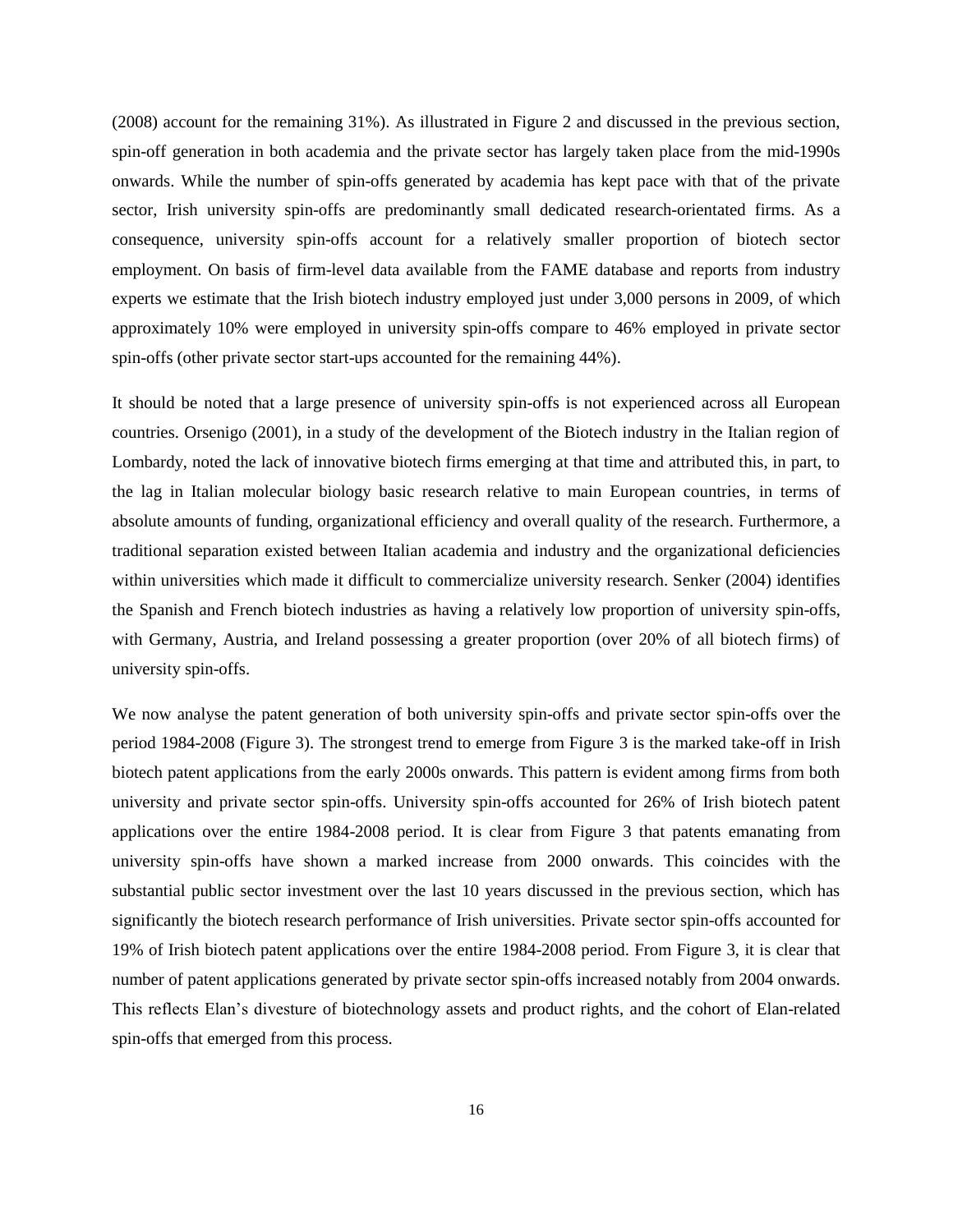(2008) account for the remaining 31%). As illustrated in Figure 2 and discussed in the previous section, spin-off generation in both academia and the private sector has largely taken place from the mid-1990s onwards. While the number of spin-offs generated by academia has kept pace with that of the private sector, Irish university spin-offs are predominantly small dedicated research-orientated firms. As a consequence, university spin-offs account for a relatively smaller proportion of biotech sector employment. On basis of firm-level data available from the FAME database and reports from industry experts we estimate that the Irish biotech industry employed just under 3,000 persons in 2009, of which approximately 10% were employed in university spin-offs compare to 46% employed in private sector spin-offs (other private sector start-ups accounted for the remaining 44%).

It should be noted that a large presence of university spin-offs is not experienced across all European countries. Orsenigo (2001), in a study of the development of the Biotech industry in the Italian region of Lombardy, noted the lack of innovative biotech firms emerging at that time and attributed this, in part, to the lag in Italian molecular biology basic research relative to main European countries, in terms of absolute amounts of funding, organizational efficiency and overall quality of the research. Furthermore, a traditional separation existed between Italian academia and industry and the organizational deficiencies within universities which made it difficult to commercialize university research. Senker (2004) identifies the Spanish and French biotech industries as having a relatively low proportion of university spin-offs, with Germany, Austria, and Ireland possessing a greater proportion (over 20% of all biotech firms) of university spin-offs.

We now analyse the patent generation of both university spin-offs and private sector spin-offs over the period 1984-2008 (Figure 3). The strongest trend to emerge from Figure 3 is the marked take-off in Irish biotech patent applications from the early 2000s onwards. This pattern is evident among firms from both university and private sector spin-offs. University spin-offs accounted for 26% of Irish biotech patent applications over the entire 1984-2008 period. It is clear from Figure 3 that patents emanating from university spin-offs have shown a marked increase from 2000 onwards. This coincides with the substantial public sector investment over the last 10 years discussed in the previous section, which has significantly the biotech research performance of Irish universities. Private sector spin-offs accounted for 19% of Irish biotech patent applications over the entire 1984-2008 period. From Figure 3, it is clear that number of patent applications generated by private sector spin-offs increased notably from 2004 onwards. This reflects Elan's divesture of biotechnology assets and product rights, and the cohort of Elan-related spin-offs that emerged from this process.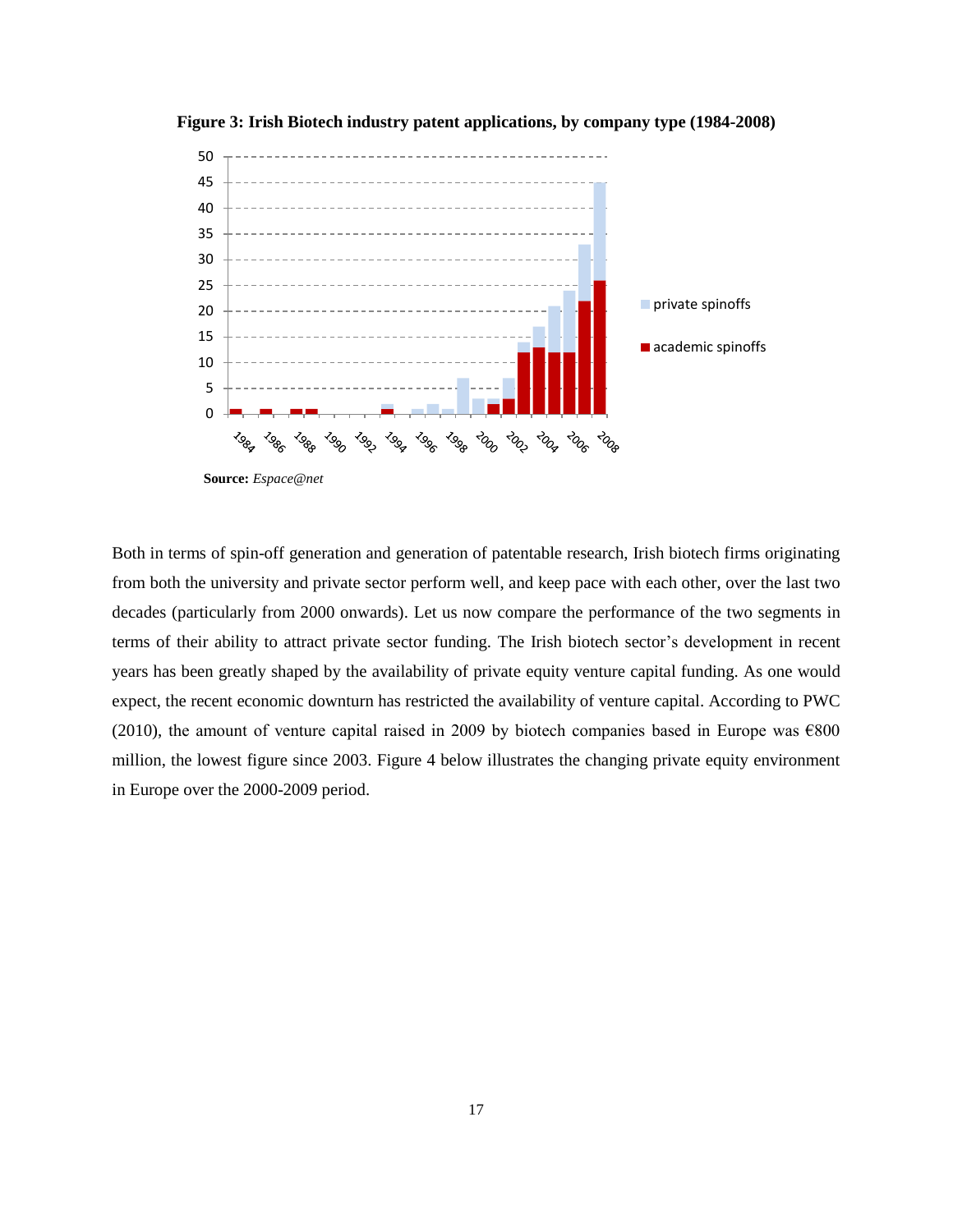**Figure 3: Irish Biotech industry patent applications, by company type (1984-2008)**

**Source:** *Espace@net*

Both in terms of spin-off generation and generation of patentable research, Irish biotech firms originating from both the university and private sector perform well, and keep pace with each other, over the last two decades (particularly from 2000 onwards). Let us now compare the performance of the two segments in terms of their ability to attract private sector funding. The Irish biotech sector's development in recent years has been greatly shaped by the availability of private equity venture capital funding. As one would expect, the recent economic downturn has restricted the availability of venture capital. According to PWC (2010), the amount of venture capital raised in 2009 by biotech companies based in Europe was €800 million, the lowest figure since 2003. Figure 4 below illustrates the changing private equity environment in Europe over the 2000-2009 period.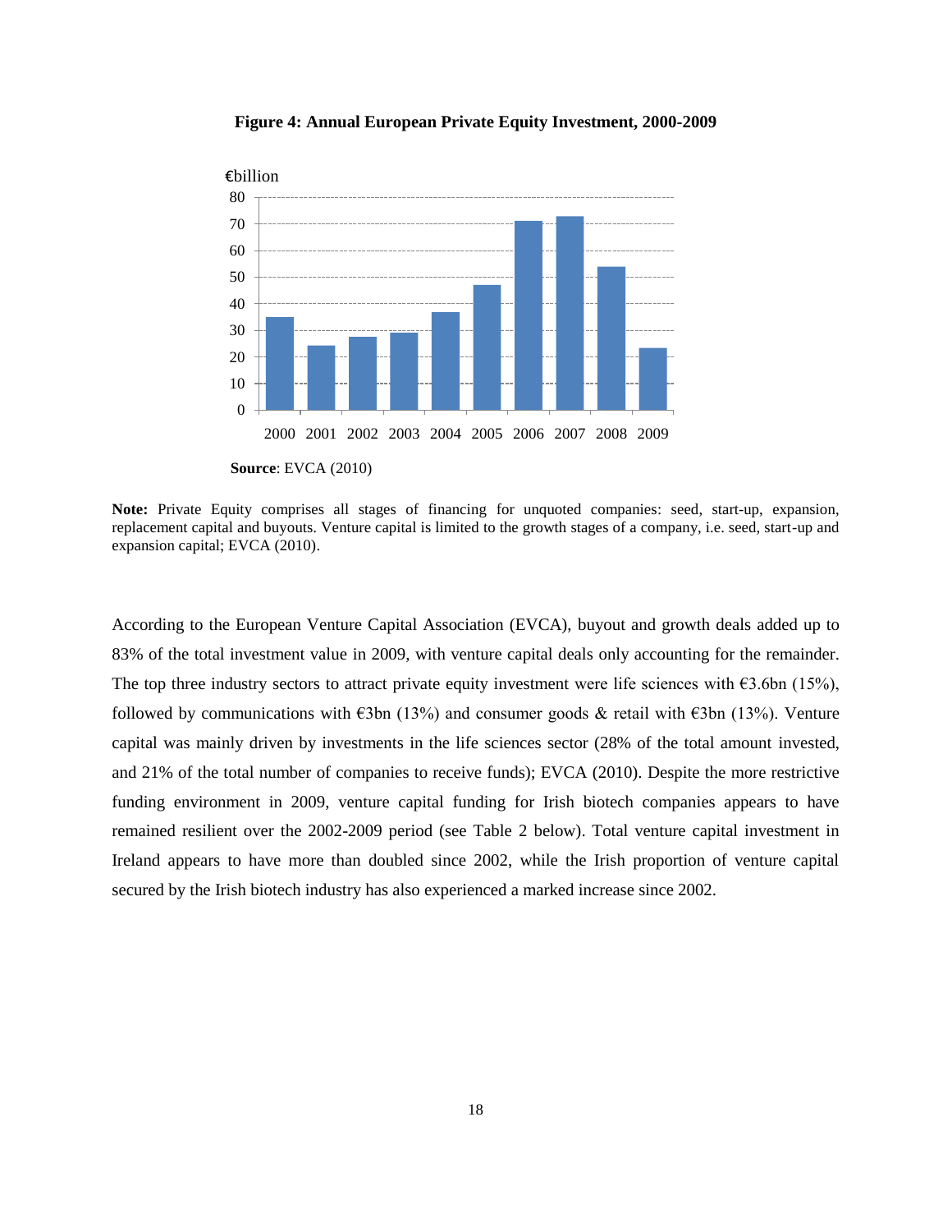**Figure 4: Annual European Private Equity Investment, 2000-2009**

**Source**: EVCA (2010)

**Note:** Private Equity comprises all stages of financing for unquoted companies: seed, start-up, expansion, replacement capital and buyouts. Venture capital is limited to the growth stages of a company, i.e. seed, start-up and expansion capital; EVCA (2010).

According to the European Venture Capital Association (EVCA), buyout and growth deals added up to 83% of the total investment value in 2009, with venture capital deals only accounting for the remainder. The top three industry sectors to attract private equity investment were life sciences with €3.6bn (15%), followed by communications with €3bn (13%) and consumer goods & retail with €3bn (13%). Venture capital was mainly driven by investments in the life sciences sector (28% of the total amount invested, and 21% of the total number of companies to receive funds); EVCA (2010). Despite the more restrictive funding environment in 2009, venture capital funding for Irish biotech companies appears to have remained resilient over the 2002-2009 period (see Table 2 below). Total venture capital investment in Ireland appears to have more than doubled since 2002, while the Irish proportion of venture capital secured by the Irish biotech industry has also experienced a marked increase since 2002.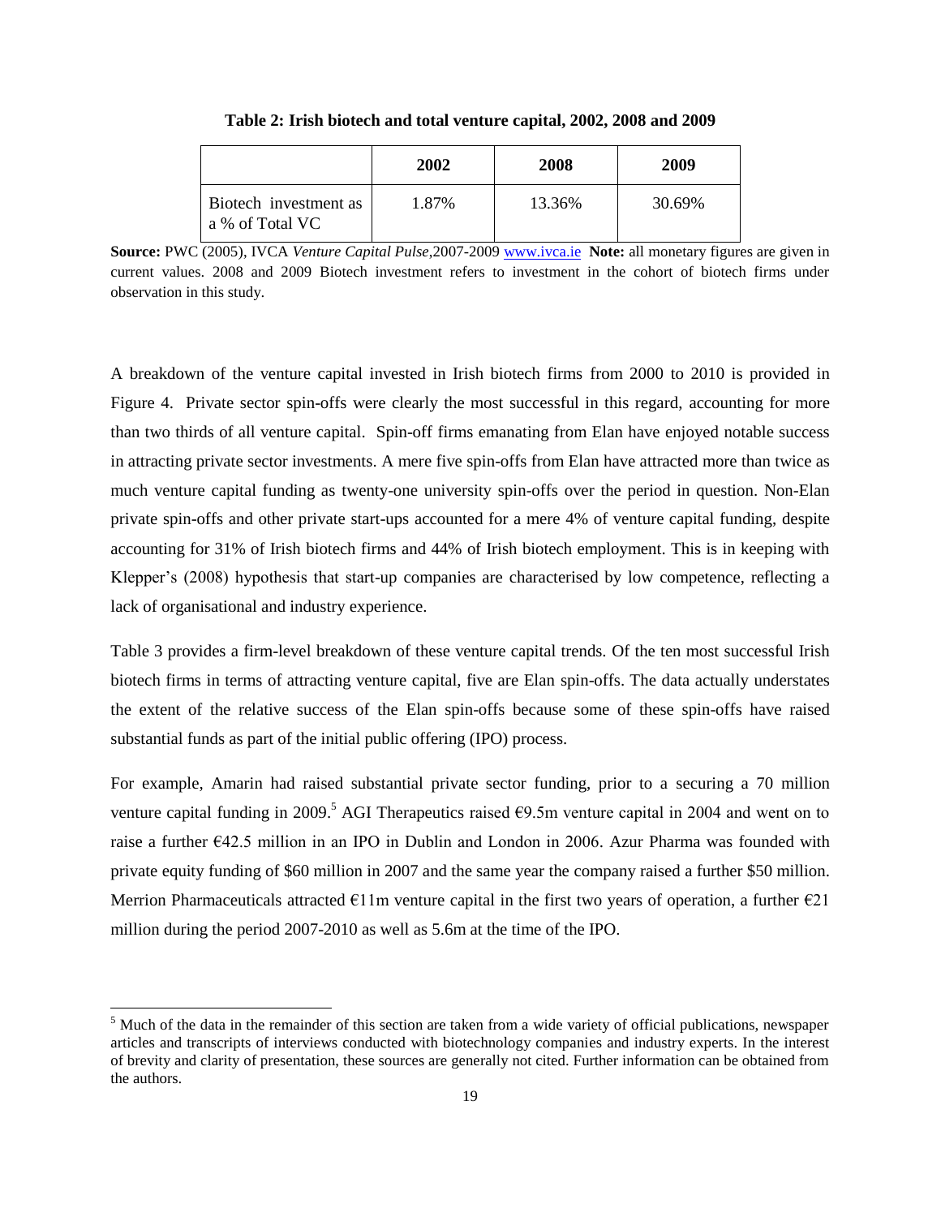**Table 2: Irish biotech and total venture capital, 2002, 2008 and 2009**

| | 2002 | 2008 | 2009 |
|---|---|---|---|
| Biotech investment as a % of Total VC | 1.87% | 13.36% | 30.69% |

**Source:** PWC (2005), IVCA *Venture Capital Pulse*,2007-2009 www.ivca.ie **Note:** all monetary figures are given in current values. 2008 and 2009 Biotech investment refers to investment in the cohort of biotech firms under observation in this study.

A breakdown of the venture capital invested in Irish biotech firms from 2000 to 2010 is provided in Figure 4. Private sector spin-offs were clearly the most successful in this regard, accounting for more than two thirds of all venture capital. Spin-off firms emanating from Elan have enjoyed notable success in attracting private sector investments. A mere five spin-offs from Elan have attracted more than twice as much venture capital funding as twenty-one university spin-offs over the period in question. Non-Elan private spin-offs and other private start-ups accounted for a mere 4% of venture capital funding, despite accounting for 31% of Irish biotech firms and 44% of Irish biotech employment. This is in keeping with Klepper's (2008) hypothesis that start-up companies are characterised by low competence, reflecting a lack of organisational and industry experience.

Table 3 provides a firm-level breakdown of these venture capital trends. Of the ten most successful Irish biotech firms in terms of attracting venture capital, five are Elan spin-offs. The data actually understates the extent of the relative success of the Elan spin-offs because some of these spin-offs have raised substantial funds as part of the initial public offering (IPO) process.

For example, Amarin had raised substantial private sector funding, prior to a securing a 70 million venture capital funding in 2009.[5] AGI Therapeutics raised €9.5m venture capital in 2004 and went on to raise a further €42.5 million in an IPO in Dublin and London in 2006. Azur Pharma was founded with private equity funding of \$60 million in 2007 and the same year the company raised a further \$50 million. Merrion Pharmaceuticals attracted €11m venture capital in the first two years of operation, a further €21 million during the period 2007-2010 as well as 5.6m at the time of the IPO.

[5] Much of the data in the remainder of this section are taken from a wide variety of official publications, newspaper articles and transcripts of interviews conducted with biotechnology companies and industry experts. In the interest of brevity and clarity of presentation, these sources are generally not cited. Further information can be obtained from the authors.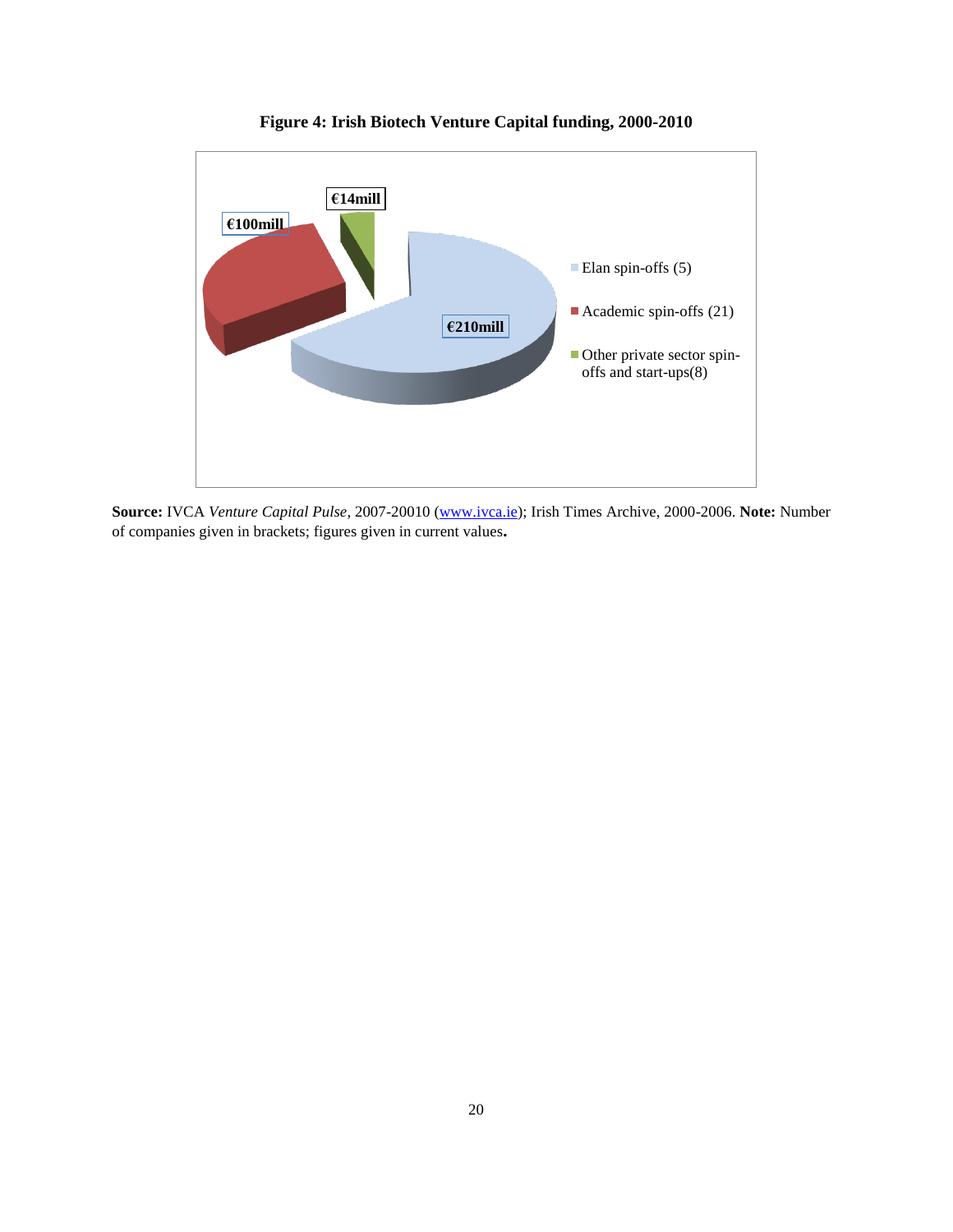**Figure 4: Irish Biotech Venture Capital funding, 2000-2010**

€14mill

€100mill

€210mill

- Elan spin-offs (5)
- Academic spin-offs (21)
- Other private sector spin-offs and start-ups(8)

**Source:** IVCA *Venture Capital Pulse*, 2007-20010 (www.ivca.ie); Irish Times Archive, 2000-2006. **Note:** Number of companies given in brackets; figures given in current values**.**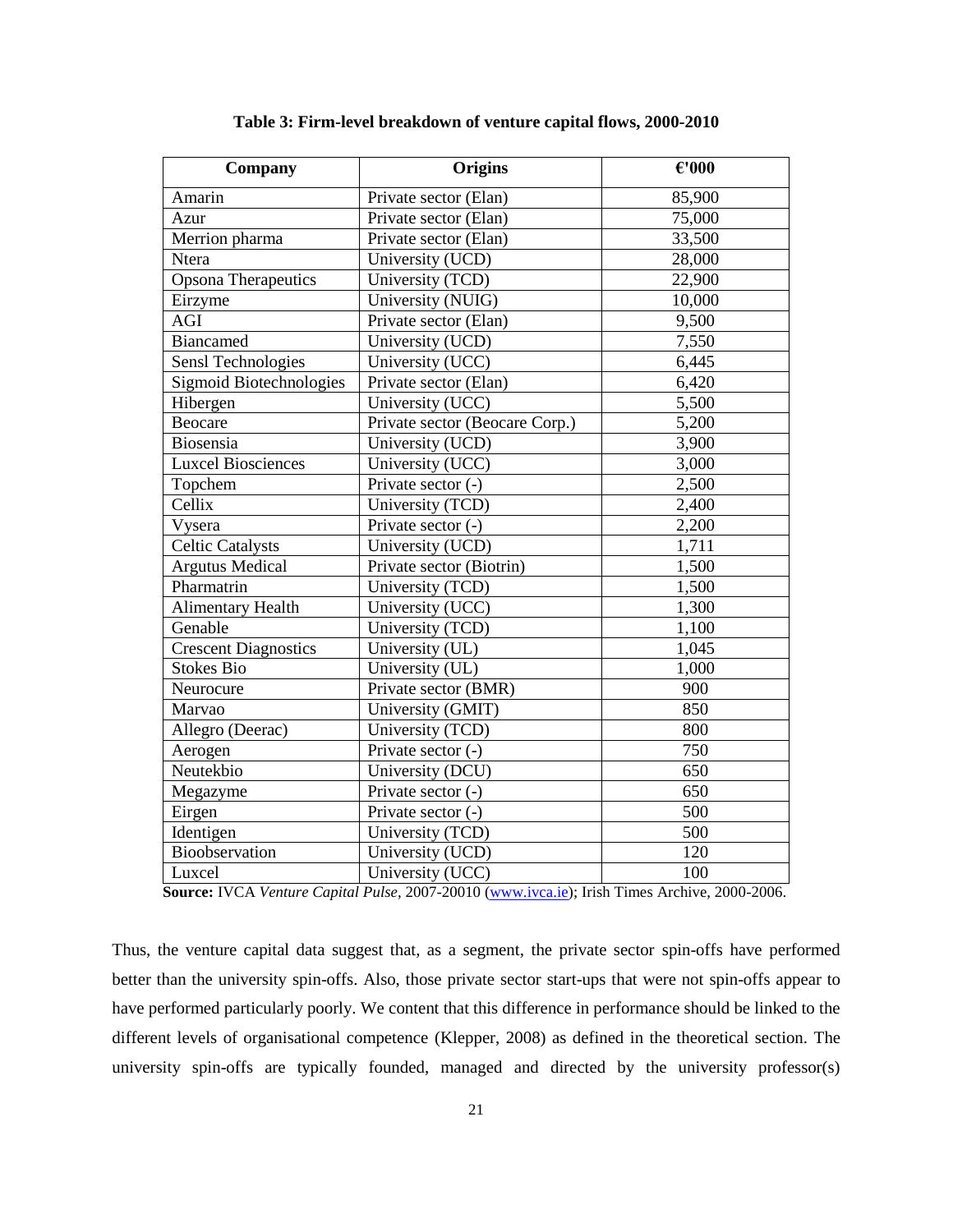**Table 3: Firm-level breakdown of venture capital flows, 2000-2010**

| Company | Origins | €'000 |
|---|---|---|
| Amarin | Private sector (Elan) | 85,900 |
| Azur | Private sector (Elan) | 75,000 |
| Merrion pharma | Private sector (Elan) | 33,500 |
| Ntera | University (UCD) | 28,000 |
| Opsona Therapeutics | University (TCD) | 22,900 |
| Eirzyme | University (NUIG) | 10,000 |
| AGI | Private sector (Elan) | 9,500 |
| Biancamed | University (UCD) | 7,550 |
| Sensl Technologies | University (UCC) | 6,445 |
| Sigmoid Biotechnologies | Private sector (Elan) | 6,420 |
| Hibergen | University (UCC) | 5,500 |
| Beocare | Private sector (Beocare Corp.) | 5,200 |
| Biosensia | University (UCD) | 3,900 |
| Luxcel Biosciences | University (UCC) | 3,000 |
| Topchem | Private sector (-) | 2,500 |
| Cellix | University (TCD) | 2,400 |
| Vysera | Private sector (-) | 2,200 |
| Celtic Catalysts | University (UCD) | 1,711 |
| Argutus Medical | Private sector (Biotrin) | 1,500 |
| Pharmatrin | University (TCD) | 1,500 |
| Alimentary Health | University (UCC) | 1,300 |
| Genable | University (TCD) | 1,100 |
| Crescent Diagnostics | University (UL) | 1,045 |
| Stokes Bio | University (UL) | 1,000 |
| Neurocure | Private sector (BMR) | 900 |
| Marvao | University (GMIT) | 850 |
| Allegro (Deerac) | University (TCD) | 800 |
| Aerogen | Private sector (-) | 750 |
| Neutekbio | University (DCU) | 650 |
| Megazyme | Private sector (-) | 650 |
| Eirgen | Private sector (-) | 500 |
| Identigen | University (TCD) | 500 |
| Bioobservation | University (UCD) | 120 |
| Luxcel | University (UCC) | 100 |

**Source:** IVCA *Venture Capital Pulse*, 2007-20010 (www.ivca.ie); Irish Times Archive, 2000-2006.

Thus, the venture capital data suggest that, as a segment, the private sector spin-offs have performed better than the university spin-offs. Also, those private sector start-ups that were not spin-offs appear to have performed particularly poorly. We content that this difference in performance should be linked to the different levels of organisational competence (Klepper, 2008) as defined in the theoretical section. The university spin-offs are typically founded, managed and directed by the university professor(s)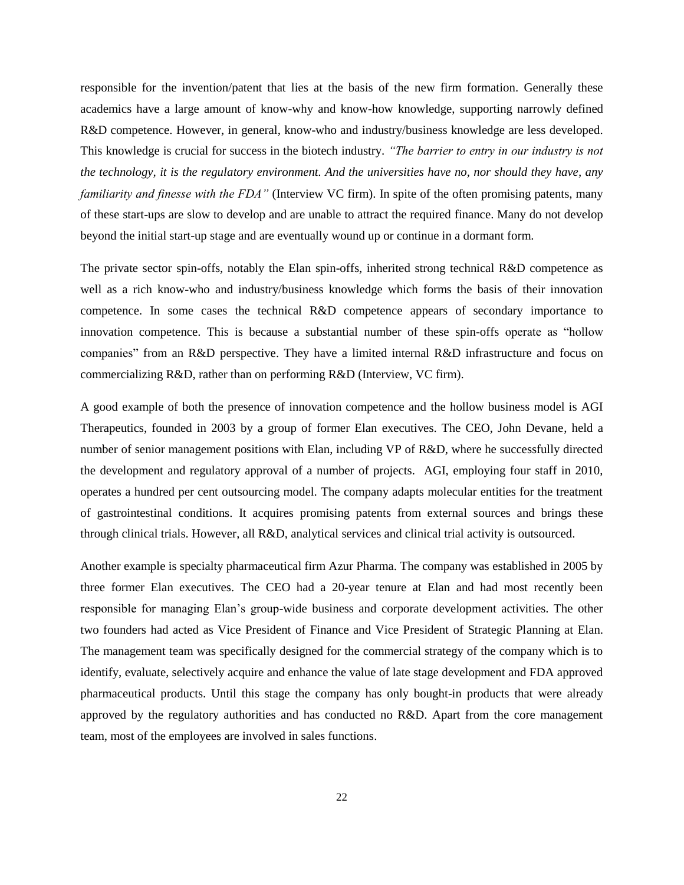responsible for the invention/patent that lies at the basis of the new firm formation. Generally these academics have a large amount of know-why and know-how knowledge, supporting narrowly defined R&D competence. However, in general, know-who and industry/business knowledge are less developed. This knowledge is crucial for success in the biotech industry. *"The barrier to entry in our industry is not the technology, it is the regulatory environment. And the universities have no, nor should they have, any familiarity and finesse with the FDA"* (Interview VC firm). In spite of the often promising patents, many of these start-ups are slow to develop and are unable to attract the required finance. Many do not develop beyond the initial start-up stage and are eventually wound up or continue in a dormant form.

The private sector spin-offs, notably the Elan spin-offs, inherited strong technical R&D competence as well as a rich know-who and industry/business knowledge which forms the basis of their innovation competence. In some cases the technical R&D competence appears of secondary importance to innovation competence. This is because a substantial number of these spin-offs operate as "hollow companies" from an R&D perspective. They have a limited internal R&D infrastructure and focus on commercializing R&D, rather than on performing R&D (Interview, VC firm).

A good example of both the presence of innovation competence and the hollow business model is AGI Therapeutics, founded in 2003 by a group of former Elan executives. The CEO, John Devane, held a number of senior management positions with Elan, including VP of R&D, where he successfully directed the development and regulatory approval of a number of projects. AGI, employing four staff in 2010, operates a hundred per cent outsourcing model. The company adapts molecular entities for the treatment of gastrointestinal conditions. It acquires promising patents from external sources and brings these through clinical trials. However, all R&D, analytical services and clinical trial activity is outsourced.

Another example is specialty pharmaceutical firm Azur Pharma. The company was established in 2005 by three former Elan executives. The CEO had a 20-year tenure at Elan and had most recently been responsible for managing Elan's group-wide business and corporate development activities. The other two founders had acted as Vice President of Finance and Vice President of Strategic Planning at Elan. The management team was specifically designed for the commercial strategy of the company which is to identify, evaluate, selectively acquire and enhance the value of late stage development and FDA approved pharmaceutical products. Until this stage the company has only bought-in products that were already approved by the regulatory authorities and has conducted no R&D. Apart from the core management team, most of the employees are involved in sales functions.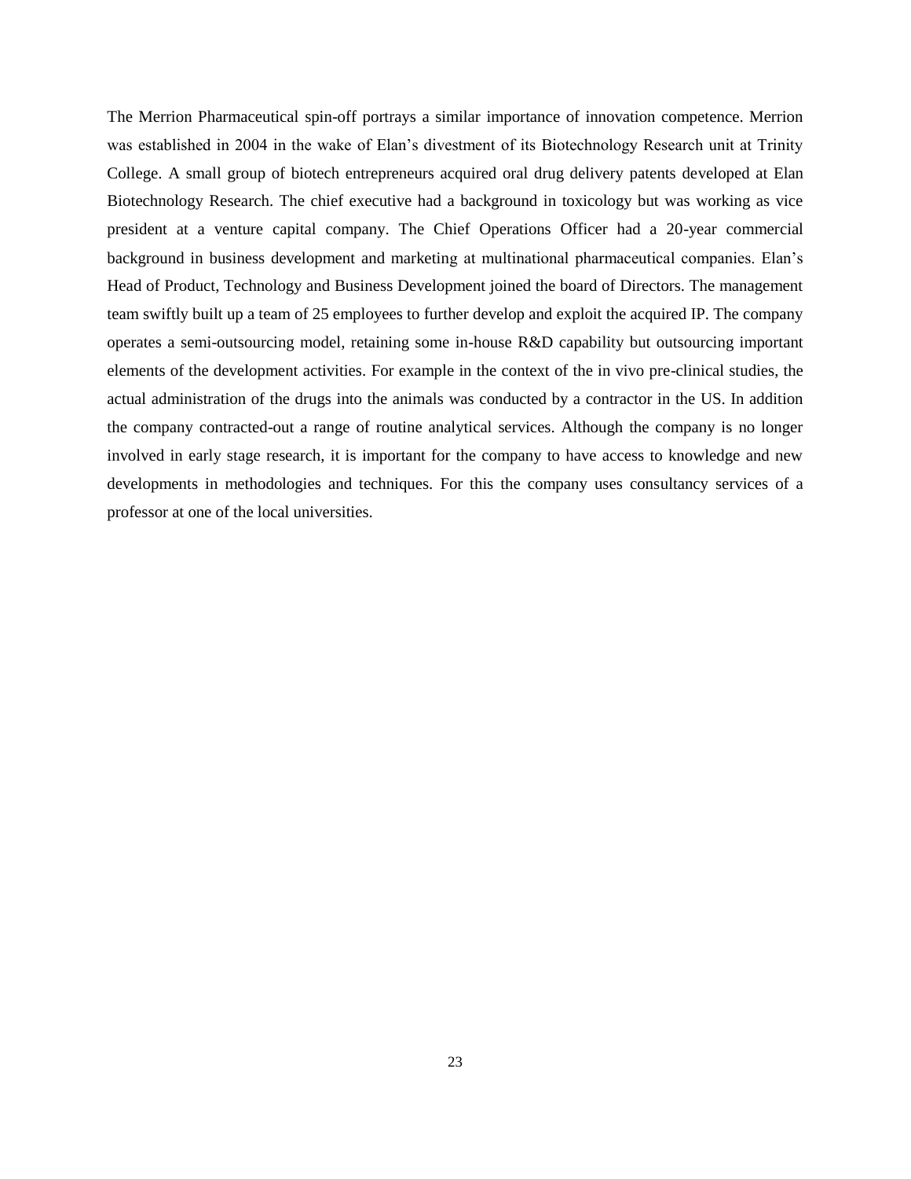The Merrion Pharmaceutical spin-off portrays a similar importance of innovation competence. Merrion was established in 2004 in the wake of Elan's divestment of its Biotechnology Research unit at Trinity College. A small group of biotech entrepreneurs acquired oral drug delivery patents developed at Elan Biotechnology Research. The chief executive had a background in toxicology but was working as vice president at a venture capital company. The Chief Operations Officer had a 20-year commercial background in business development and marketing at multinational pharmaceutical companies. Elan's Head of Product, Technology and Business Development joined the board of Directors. The management team swiftly built up a team of 25 employees to further develop and exploit the acquired IP. The company operates a semi-outsourcing model, retaining some in-house R&D capability but outsourcing important elements of the development activities. For example in the context of the in vivo pre-clinical studies, the actual administration of the drugs into the animals was conducted by a contractor in the US. In addition the company contracted-out a range of routine analytical services. Although the company is no longer involved in early stage research, it is important for the company to have access to knowledge and new developments in methodologies and techniques. For this the company uses consultancy services of a professor at one of the local universities.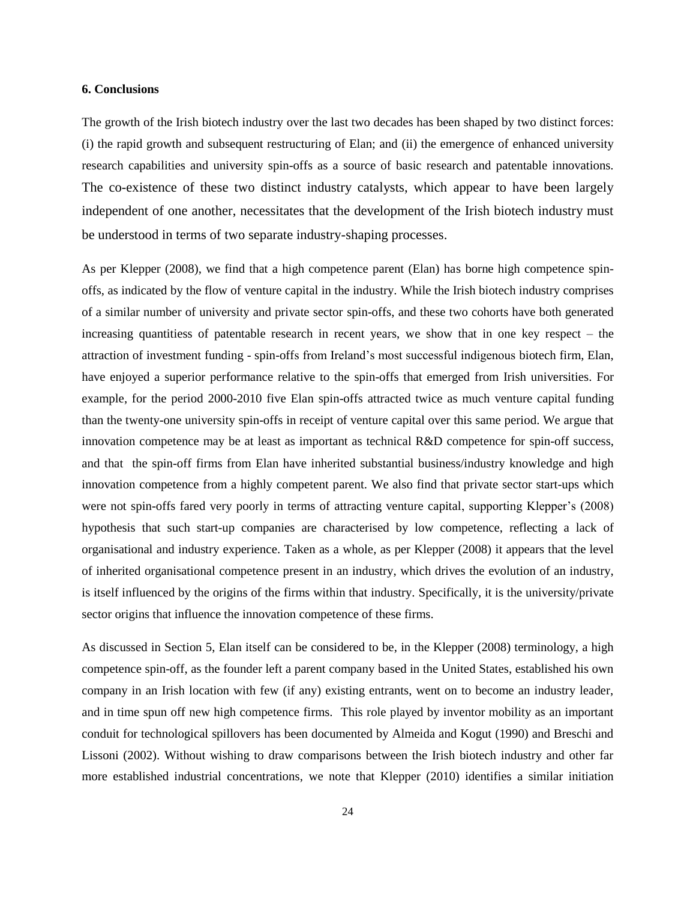**6. Conclusions**

The growth of the Irish biotech industry over the last two decades has been shaped by two distinct forces: (i) the rapid growth and subsequent restructuring of Elan; and (ii) the emergence of enhanced university research capabilities and university spin-offs as a source of basic research and patentable innovations. The co-existence of these two distinct industry catalysts, which appear to have been largely independent of one another, necessitates that the development of the Irish biotech industry must be understood in terms of two separate industry-shaping processes.

As per Klepper (2008), we find that a high competence parent (Elan) has borne high competence spin-offs, as indicated by the flow of venture capital in the industry. While the Irish biotech industry comprises of a similar number of university and private sector spin-offs, and these two cohorts have both generated increasing quantitiess of patentable research in recent years, we show that in one key respect – the attraction of investment funding - spin-offs from Ireland's most successful indigenous biotech firm, Elan, have enjoyed a superior performance relative to the spin-offs that emerged from Irish universities. For example, for the period 2000-2010 five Elan spin-offs attracted twice as much venture capital funding than the twenty-one university spin-offs in receipt of venture capital over this same period. We argue that innovation competence may be at least as important as technical R&D competence for spin-off success, and that the spin-off firms from Elan have inherited substantial business/industry knowledge and high innovation competence from a highly competent parent. We also find that private sector start-ups which were not spin-offs fared very poorly in terms of attracting venture capital, supporting Klepper's (2008) hypothesis that such start-up companies are characterised by low competence, reflecting a lack of organisational and industry experience. Taken as a whole, as per Klepper (2008) it appears that the level of inherited organisational competence present in an industry, which drives the evolution of an industry, is itself influenced by the origins of the firms within that industry. Specifically, it is the university/private sector origins that influence the innovation competence of these firms.

As discussed in Section 5, Elan itself can be considered to be, in the Klepper (2008) terminology, a high competence spin-off, as the founder left a parent company based in the United States, established his own company in an Irish location with few (if any) existing entrants, went on to become an industry leader, and in time spun off new high competence firms. This role played by inventor mobility as an important conduit for technological spillovers has been documented by Almeida and Kogut (1990) and Breschi and Lissoni (2002). Without wishing to draw comparisons between the Irish biotech industry and other far more established industrial concentrations, we note that Klepper (2010) identifies a similar initiation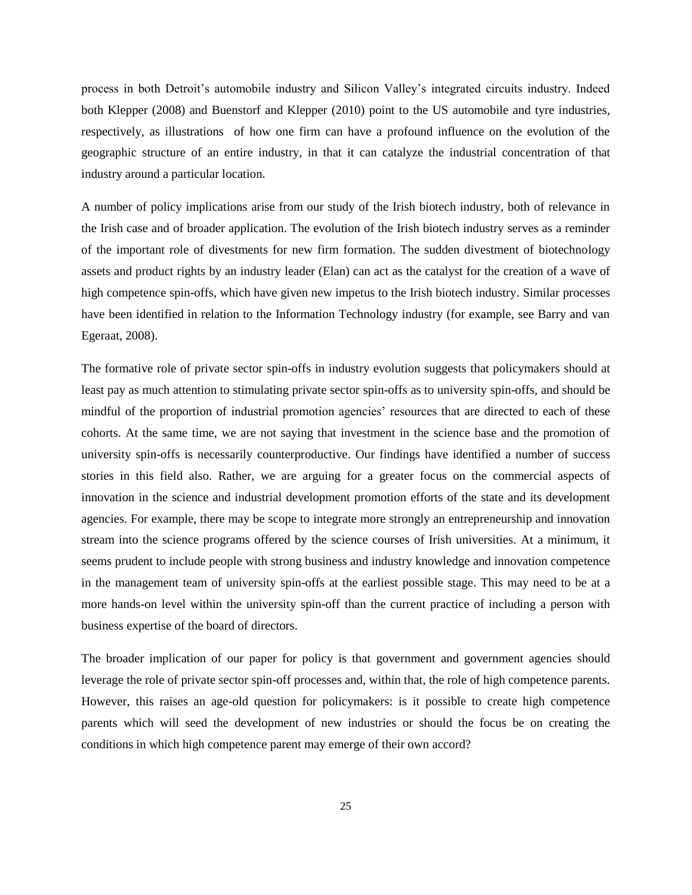process in both Detroit's automobile industry and Silicon Valley's integrated circuits industry. Indeed both Klepper (2008) and Buenstorf and Klepper (2010) point to the US automobile and tyre industries, respectively, as illustrations of how one firm can have a profound influence on the evolution of the geographic structure of an entire industry, in that it can catalyze the industrial concentration of that industry around a particular location.

A number of policy implications arise from our study of the Irish biotech industry, both of relevance in the Irish case and of broader application. The evolution of the Irish biotech industry serves as a reminder of the important role of divestments for new firm formation. The sudden divestment of biotechnology assets and product rights by an industry leader (Elan) can act as the catalyst for the creation of a wave of high competence spin-offs, which have given new impetus to the Irish biotech industry. Similar processes have been identified in relation to the Information Technology industry (for example, see Barry and van Egeraat, 2008).

The formative role of private sector spin-offs in industry evolution suggests that policymakers should at least pay as much attention to stimulating private sector spin-offs as to university spin-offs, and should be mindful of the proportion of industrial promotion agencies' resources that are directed to each of these cohorts. At the same time, we are not saying that investment in the science base and the promotion of university spin-offs is necessarily counterproductive. Our findings have identified a number of success stories in this field also. Rather, we are arguing for a greater focus on the commercial aspects of innovation in the science and industrial development promotion efforts of the state and its development agencies. For example, there may be scope to integrate more strongly an entrepreneurship and innovation stream into the science programs offered by the science courses of Irish universities. At a minimum, it seems prudent to include people with strong business and industry knowledge and innovation competence in the management team of university spin-offs at the earliest possible stage. This may need to be at a more hands-on level within the university spin-off than the current practice of including a person with business expertise of the board of directors.

The broader implication of our paper for policy is that government and government agencies should leverage the role of private sector spin-off processes and, within that, the role of high competence parents. However, this raises an age-old question for policymakers: is it possible to create high competence parents which will seed the development of new industries or should the focus be on creating the conditions in which high competence parent may emerge of their own accord?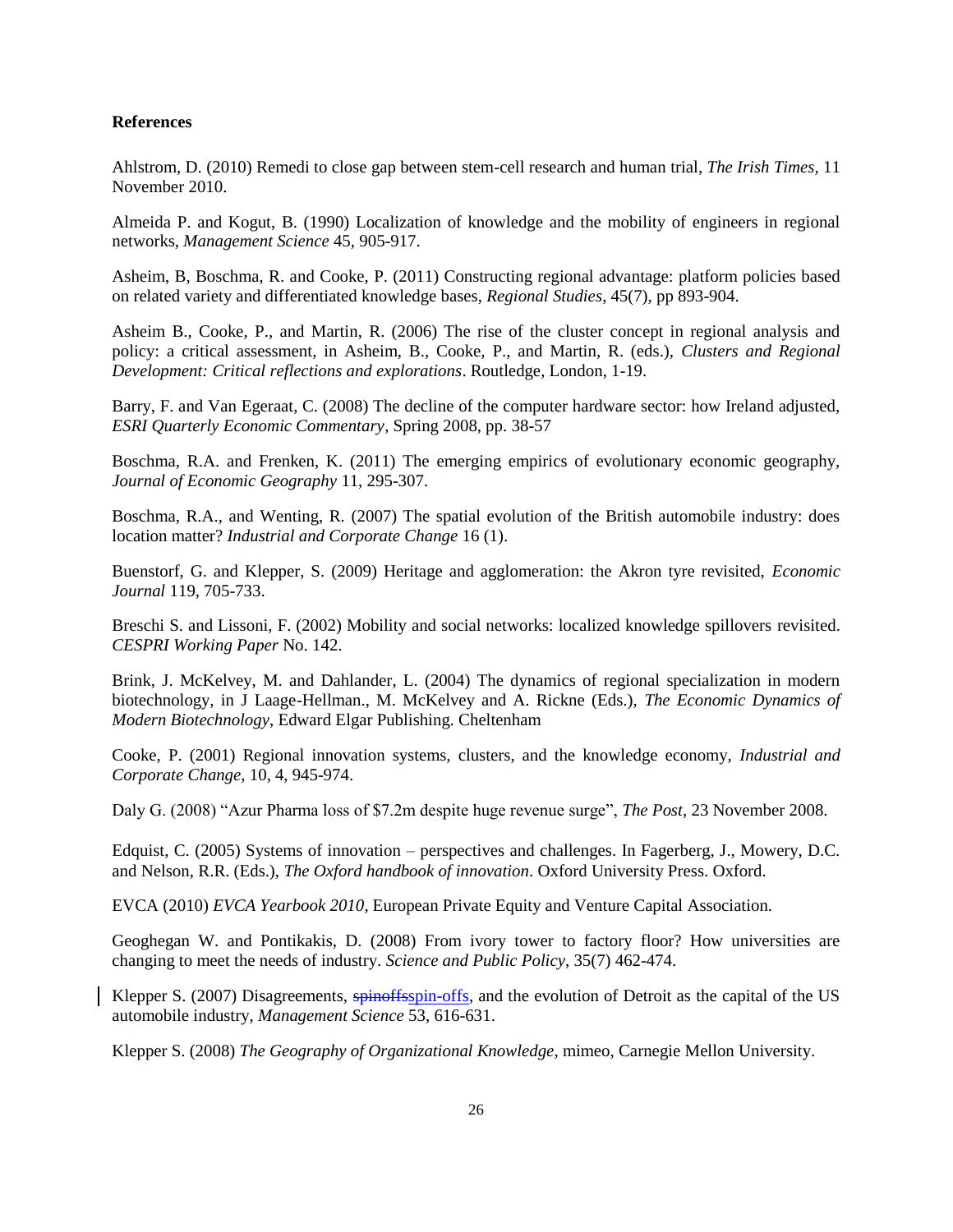**References**

Ahlstrom, D. (2010) Remedi to close gap between stem-cell research and human trial, *The Irish Times*, 11 November 2010.

Almeida P. and Kogut, B. (1990) Localization of knowledge and the mobility of engineers in regional networks, *Management Science* 45, 905-917.

Asheim, B, Boschma, R. and Cooke, P. (2011) Constructing regional advantage: platform policies based on related variety and differentiated knowledge bases, *Regional Studies*, 45(7), pp 893-904.

Asheim B., Cooke, P., and Martin, R. (2006) The rise of the cluster concept in regional analysis and policy: a critical assessment, in Asheim, B., Cooke, P., and Martin, R. (eds.), *Clusters and Regional Development: Critical reflections and explorations*. Routledge, London, 1-19.

Barry, F. and Van Egeraat, C. (2008) The decline of the computer hardware sector: how Ireland adjusted, *ESRI Quarterly Economic Commentary*, Spring 2008, pp. 38-57

Boschma, R.A. and Frenken, K. (2011) The emerging empirics of evolutionary economic geography, *Journal of Economic Geography* 11, 295-307.

Boschma, R.A., and Wenting, R. (2007) The spatial evolution of the British automobile industry: does location matter? *Industrial and Corporate Change* 16 (1).

Buenstorf, G. and Klepper, S. (2009) Heritage and agglomeration: the Akron tyre revisited, *Economic Journal* 119, 705-733.

Breschi S. and Lissoni, F. (2002) Mobility and social networks: localized knowledge spillovers revisited. *CESPRI Working Paper* No. 142.

Brink, J. McKelvey, M. and Dahlander, L. (2004) The dynamics of regional specialization in modern biotechnology, in J Laage-Hellman., M. McKelvey and A. Rickne (Eds.), *The Economic Dynamics of Modern Biotechnology*, Edward Elgar Publishing. Cheltenham

Cooke, P. (2001) Regional innovation systems, clusters, and the knowledge economy, *Industrial and Corporate Change*, 10, 4, 945-974.

Daly G. (2008) "Azur Pharma loss of $7.2m despite huge revenue surge", *The Post*, 23 November 2008.

Edquist, C. (2005) Systems of innovation – perspectives and challenges. In Fagerberg, J., Mowery, D.C. and Nelson, R.R. (Eds.), *The Oxford handbook of innovation*. Oxford University Press. Oxford.

EVCA (2010) *EVCA Yearbook 2010*, European Private Equity and Venture Capital Association.

Geoghegan W. and Pontikakis, D. (2008) From ivory tower to factory floor? How universities are changing to meet the needs of industry. *Science and Public Policy*, 35(7) 462-474.

Klepper S. (2007) Disagreements, spin-offs, and the evolution of Detroit as the capital of the US automobile industry, *Management Science* 53, 616-631.

Klepper S. (2008) *The Geography of Organizational Knowledge*, mimeo, Carnegie Mellon University.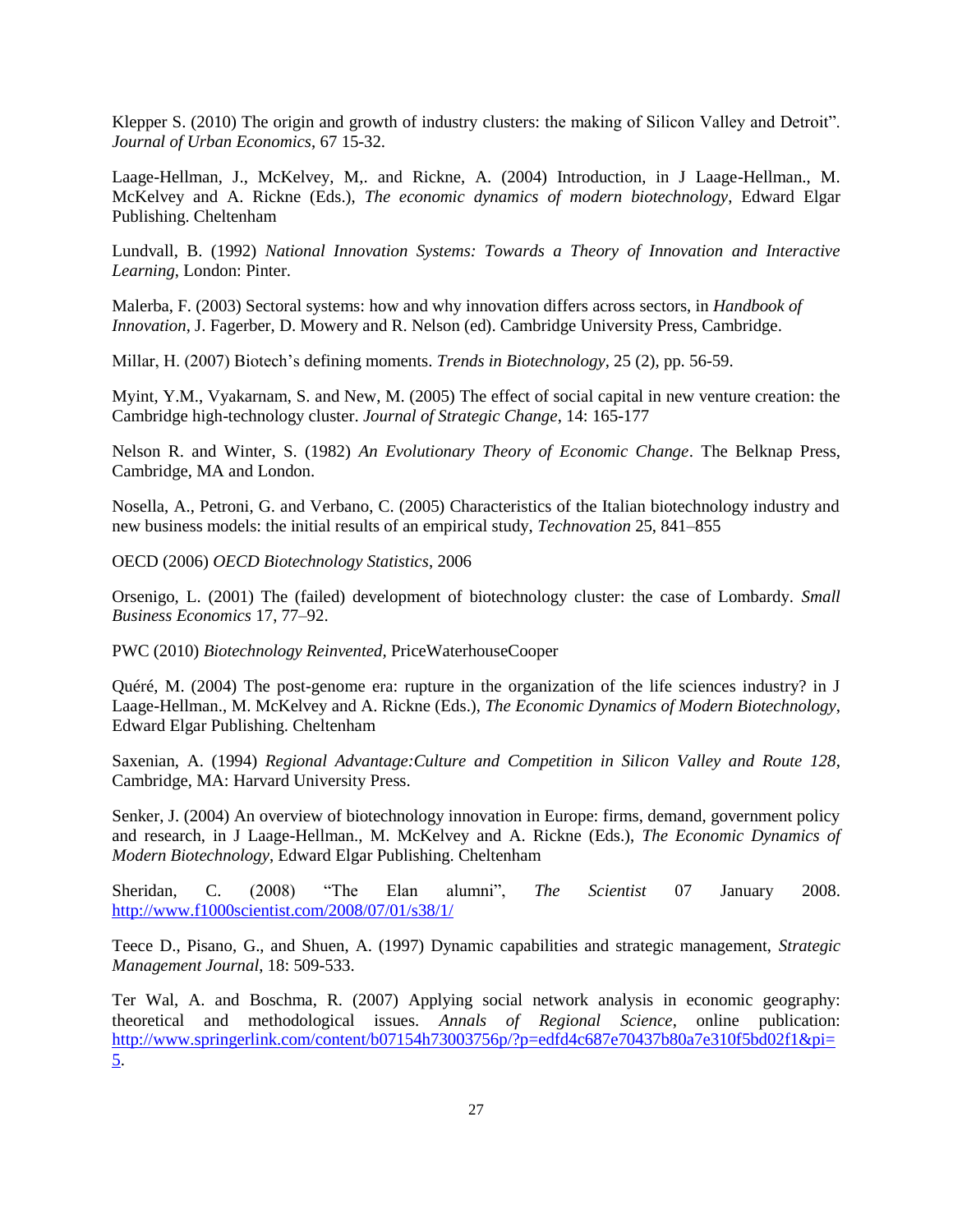Klepper S. (2010) The origin and growth of industry clusters: the making of Silicon Valley and Detroit". *Journal of Urban Economics*, 67 15-32.

Laage-Hellman, J., McKelvey, M,. and Rickne, A. (2004) Introduction, in J Laage-Hellman., M. McKelvey and A. Rickne (Eds.), *The economic dynamics of modern biotechnology*, Edward Elgar Publishing. Cheltenham

Lundvall, B. (1992) *National Innovation Systems: Towards a Theory of Innovation and Interactive Learning*, London: Pinter.

Malerba, F. (2003) Sectoral systems: how and why innovation differs across sectors, in *Handbook of Innovation*, J. Fagerber, D. Mowery and R. Nelson (ed). Cambridge University Press, Cambridge.

Millar, H. (2007) Biotech's defining moments. *Trends in Biotechnology*, 25 (2), pp. 56-59.

Myint, Y.M., Vyakarnam, S. and New, M. (2005) The effect of social capital in new venture creation: the Cambridge high-technology cluster. *Journal of Strategic Change*, 14: 165-177

Nelson R. and Winter, S. (1982) *An Evolutionary Theory of Economic Change*. The Belknap Press, Cambridge, MA and London.

Nosella, A., Petroni, G. and Verbano, C. (2005) Characteristics of the Italian biotechnology industry and new business models: the initial results of an empirical study, *Technovation* 25, 841–855

OECD (2006) *OECD Biotechnology Statistics*, 2006

Orsenigo, L. (2001) The (failed) development of biotechnology cluster: the case of Lombardy. *Small Business Economics* 17, 77–92.

PWC (2010) *Biotechnology Reinvented,* PriceWaterhouseCooper

Quéré, M. (2004) The post-genome era: rupture in the organization of the life sciences industry? in J Laage-Hellman., M. McKelvey and A. Rickne (Eds.), *The Economic Dynamics of Modern Biotechnology*, Edward Elgar Publishing. Cheltenham

Saxenian, A. (1994) *Regional Advantage:Culture and Competition in Silicon Valley and Route 128*, Cambridge, MA: Harvard University Press.

Senker, J. (2004) An overview of biotechnology innovation in Europe: firms, demand, government policy and research, in J Laage-Hellman., M. McKelvey and A. Rickne (Eds.), *The Economic Dynamics of Modern Biotechnology*, Edward Elgar Publishing. Cheltenham

Sheridan, C. (2008) "The Elan alumni", *The Scientist* 07 January 2008. http://www.f1000scientist.com/2008/07/01/s38/1/

Teece D., Pisano, G., and Shuen, A. (1997) Dynamic capabilities and strategic management, *Strategic Management Journal*, 18: 509-533.

Ter Wal, A. and Boschma, R. (2007) Applying social network analysis in economic geography: theoretical and methodological issues. *Annals of Regional Science*, online publication: http://www.springerlink.com/content/b07154h73003756p/?p=edfd4c687e70437b80a7e310f5bd02f1&pi=5.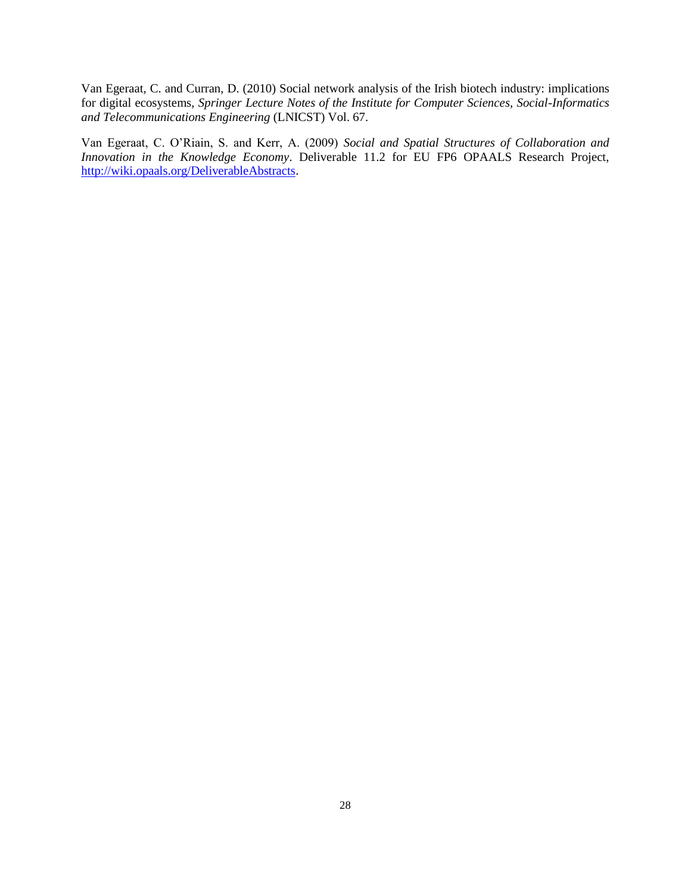Van Egeraat, C. and Curran, D. (2010) Social network analysis of the Irish biotech industry: implications for digital ecosystems, *Springer Lecture Notes of the Institute for Computer Sciences, Social-Informatics and Telecommunications Engineering* (LNICST) Vol. 67.

Van Egeraat, C. O'Riain, S. and Kerr, A. (2009) *Social and Spatial Structures of Collaboration and Innovation in the Knowledge Economy*. Deliverable 11.2 for EU FP6 OPAALS Research Project, http://wiki.opaals.org/DeliverableAbstracts.